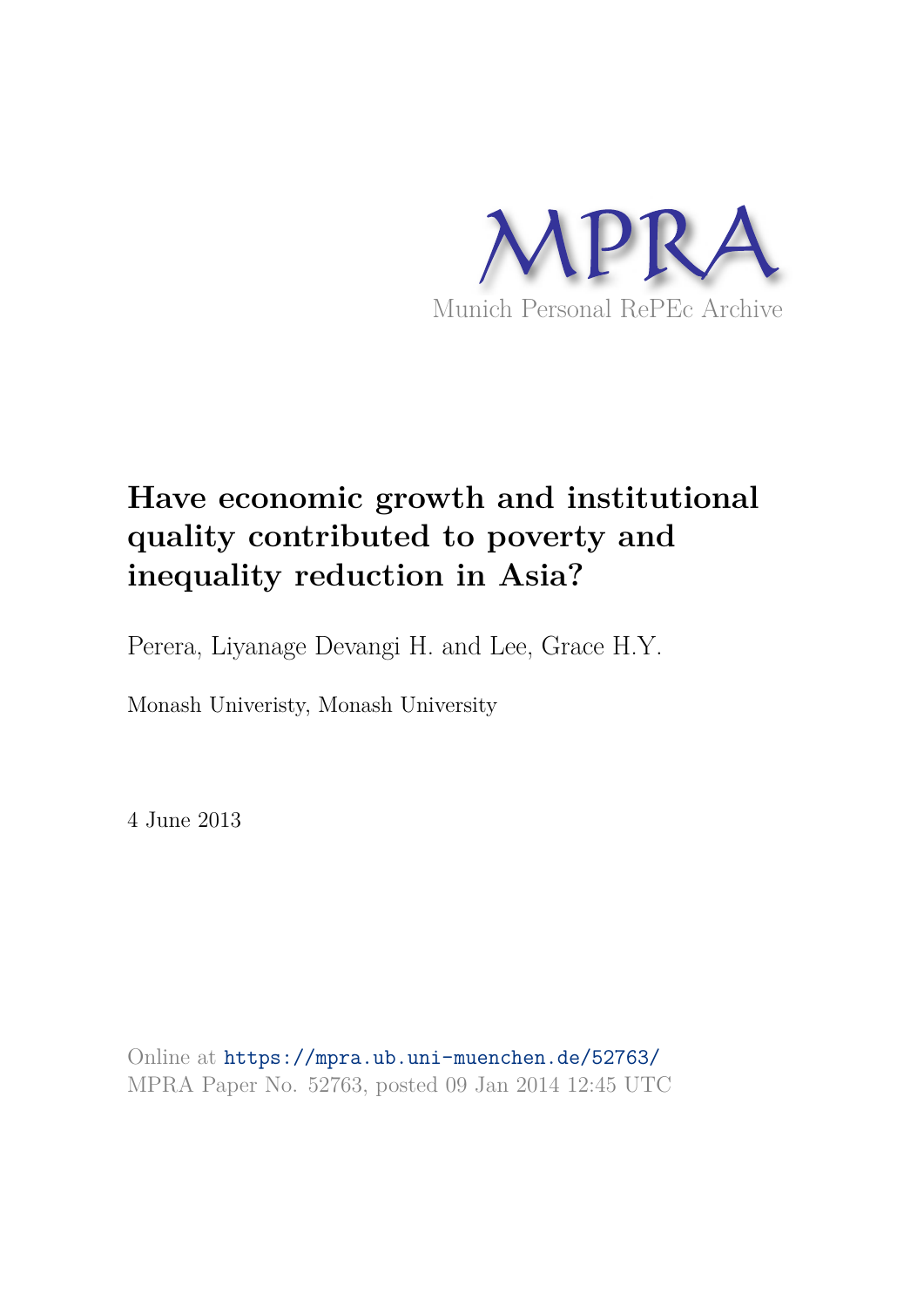MPRA

Munich Personal RePEc Archive

# Have economic growth and institutional quality contributed to poverty and inequality reduction in Asia?

Perera, Liyanage Devangi H. and Lee, Grace H.Y.

Monash Univeristy, Monash University

4 June 2013

Online at https://mpra.ub.uni-muenchen.de/52763/
MPRA Paper No. 52763, posted 09 Jan 2014 12:45 UTC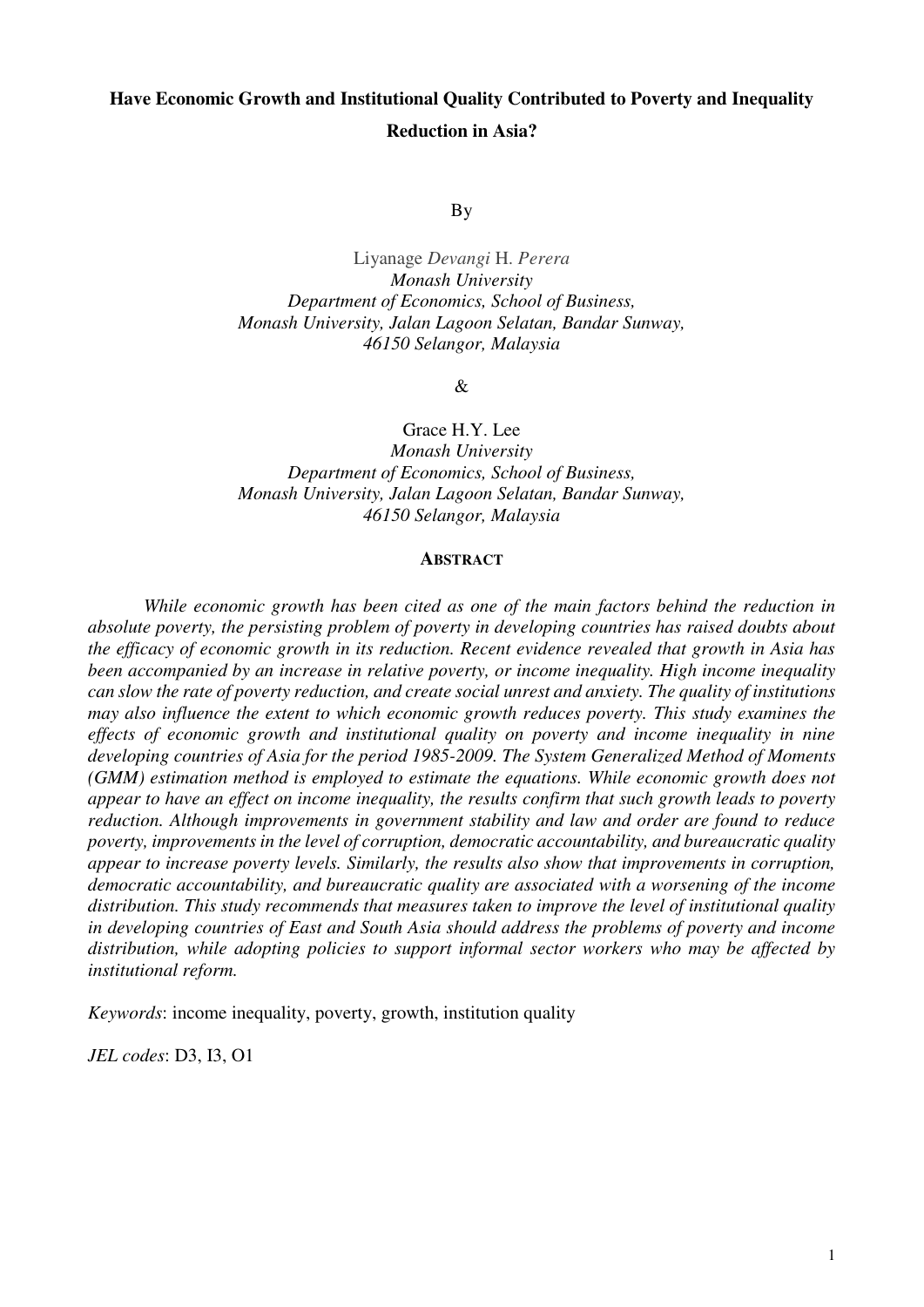# Have Economic Growth and Institutional Quality Contributed to Poverty and Inequality Reduction in Asia?

By

Liyanage *Devangi* H. *Perera*
*Monash University*
*Department of Economics, School of Business,*
*Monash University, Jalan Lagoon Selatan, Bandar Sunway,*
*46150 Selangor, Malaysia*

&

Grace H.Y. Lee
*Monash University*
*Department of Economics, School of Business,*
*Monash University, Jalan Lagoon Selatan, Bandar Sunway,*
*46150 Selangor, Malaysia*

## ABSTRACT

*While economic growth has been cited as one of the main factors behind the reduction in absolute poverty, the persisting problem of poverty in developing countries has raised doubts about the efficacy of economic growth in its reduction. Recent evidence revealed that growth in Asia has been accompanied by an increase in relative poverty, or income inequality. High income inequality can slow the rate of poverty reduction, and create social unrest and anxiety. The quality of institutions may also influence the extent to which economic growth reduces poverty. This study examines the effects of economic growth and institutional quality on poverty and income inequality in nine developing countries of Asia for the period 1985-2009. The System Generalized Method of Moments (GMM) estimation method is employed to estimate the equations. While economic growth does not appear to have an effect on income inequality, the results confirm that such growth leads to poverty reduction. Although improvements in government stability and law and order are found to reduce poverty, improvements in the level of corruption, democratic accountability, and bureaucratic quality appear to increase poverty levels. Similarly, the results also show that improvements in corruption, democratic accountability, and bureaucratic quality are associated with a worsening of the income distribution. This study recommends that measures taken to improve the level of institutional quality in developing countries of East and South Asia should address the problems of poverty and income distribution, while adopting policies to support informal sector workers who may be affected by institutional reform.*

*Keywords*: income inequality, poverty, growth, institution quality

*JEL codes*: D3, I3, O1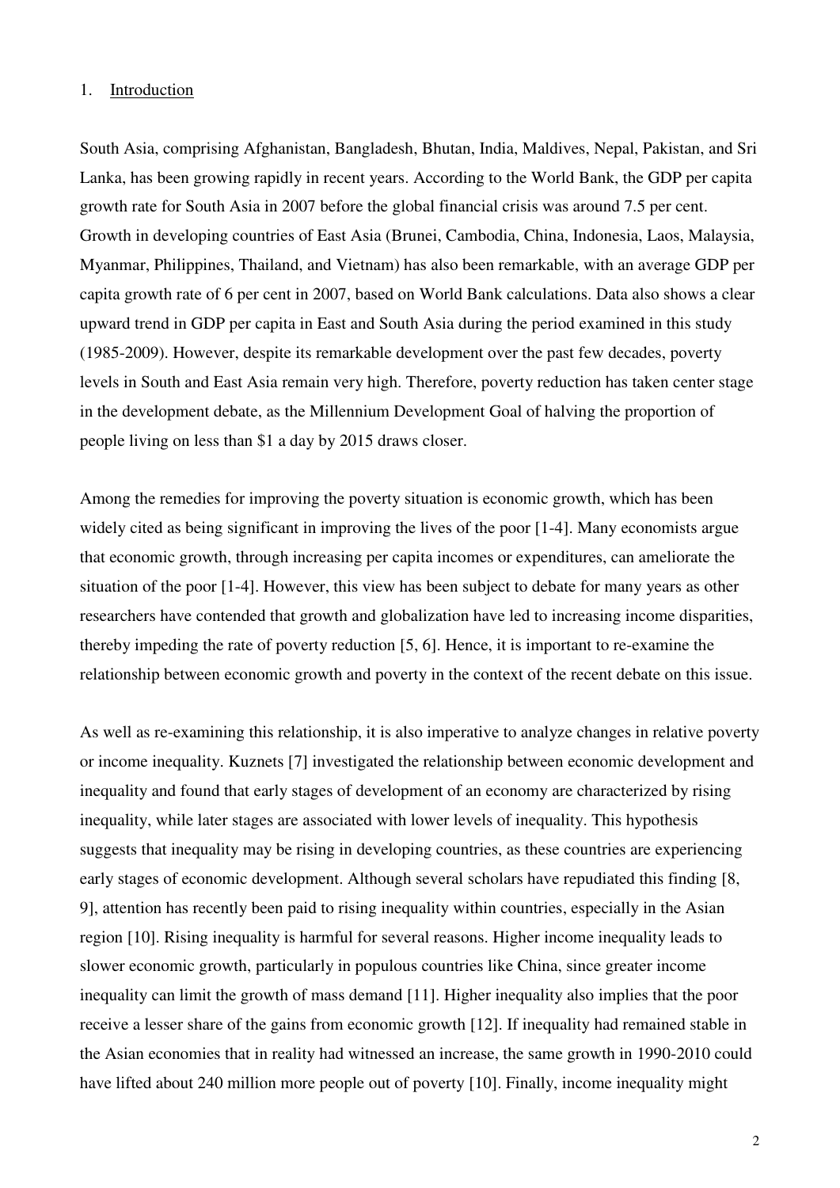## 1. Introduction

South Asia, comprising Afghanistan, Bangladesh, Bhutan, India, Maldives, Nepal, Pakistan, and Sri Lanka, has been growing rapidly in recent years. According to the World Bank, the GDP per capita growth rate for South Asia in 2007 before the global financial crisis was around 7.5 per cent. Growth in developing countries of East Asia (Brunei, Cambodia, China, Indonesia, Laos, Malaysia, Myanmar, Philippines, Thailand, and Vietnam) has also been remarkable, with an average GDP per capita growth rate of 6 per cent in 2007, based on World Bank calculations. Data also shows a clear upward trend in GDP per capita in East and South Asia during the period examined in this study (1985-2009). However, despite its remarkable development over the past few decades, poverty levels in South and East Asia remain very high. Therefore, poverty reduction has taken center stage in the development debate, as the Millennium Development Goal of halving the proportion of people living on less than $1 a day by 2015 draws closer.

Among the remedies for improving the poverty situation is economic growth, which has been widely cited as being significant in improving the lives of the poor [1-4]. Many economists argue that economic growth, through increasing per capita incomes or expenditures, can ameliorate the situation of the poor [1-4]. However, this view has been subject to debate for many years as other researchers have contended that growth and globalization have led to increasing income disparities, thereby impeding the rate of poverty reduction [5, 6]. Hence, it is important to re-examine the relationship between economic growth and poverty in the context of the recent debate on this issue.

As well as re-examining this relationship, it is also imperative to analyze changes in relative poverty or income inequality. Kuznets [7] investigated the relationship between economic development and inequality and found that early stages of development of an economy are characterized by rising inequality, while later stages are associated with lower levels of inequality. This hypothesis suggests that inequality may be rising in developing countries, as these countries are experiencing early stages of economic development. Although several scholars have repudiated this finding [8, 9], attention has recently been paid to rising inequality within countries, especially in the Asian region [10]. Rising inequality is harmful for several reasons. Higher income inequality leads to slower economic growth, particularly in populous countries like China, since greater income inequality can limit the growth of mass demand [11]. Higher inequality also implies that the poor receive a lesser share of the gains from economic growth [12]. If inequality had remained stable in the Asian economies that in reality had witnessed an increase, the same growth in 1990-2010 could have lifted about 240 million more people out of poverty [10]. Finally, income inequality might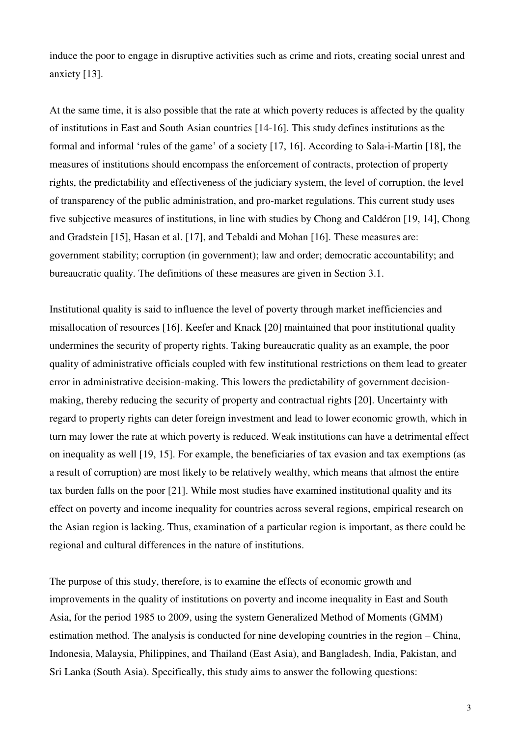induce the poor to engage in disruptive activities such as crime and riots, creating social unrest and anxiety [13].

At the same time, it is also possible that the rate at which poverty reduces is affected by the quality of institutions in East and South Asian countries [14-16]. This study defines institutions as the formal and informal 'rules of the game' of a society [17, 16]. According to Sala-i-Martin [18], the measures of institutions should encompass the enforcement of contracts, protection of property rights, the predictability and effectiveness of the judiciary system, the level of corruption, the level of transparency of the public administration, and pro-market regulations. This current study uses five subjective measures of institutions, in line with studies by Chong and Caldéron [19, 14], Chong and Gradstein [15], Hasan et al. [17], and Tebaldi and Mohan [16]. These measures are: government stability; corruption (in government); law and order; democratic accountability; and bureaucratic quality. The definitions of these measures are given in Section 3.1.

Institutional quality is said to influence the level of poverty through market inefficiencies and misallocation of resources [16]. Keefer and Knack [20] maintained that poor institutional quality undermines the security of property rights. Taking bureaucratic quality as an example, the poor quality of administrative officials coupled with few institutional restrictions on them lead to greater error in administrative decision-making. This lowers the predictability of government decision-making, thereby reducing the security of property and contractual rights [20]. Uncertainty with regard to property rights can deter foreign investment and lead to lower economic growth, which in turn may lower the rate at which poverty is reduced. Weak institutions can have a detrimental effect on inequality as well [19, 15]. For example, the beneficiaries of tax evasion and tax exemptions (as a result of corruption) are most likely to be relatively wealthy, which means that almost the entire tax burden falls on the poor [21]. While most studies have examined institutional quality and its effect on poverty and income inequality for countries across several regions, empirical research on the Asian region is lacking. Thus, examination of a particular region is important, as there could be regional and cultural differences in the nature of institutions.

The purpose of this study, therefore, is to examine the effects of economic growth and improvements in the quality of institutions on poverty and income inequality in East and South Asia, for the period 1985 to 2009, using the system Generalized Method of Moments (GMM) estimation method. The analysis is conducted for nine developing countries in the region – China, Indonesia, Malaysia, Philippines, and Thailand (East Asia), and Bangladesh, India, Pakistan, and Sri Lanka (South Asia). Specifically, this study aims to answer the following questions: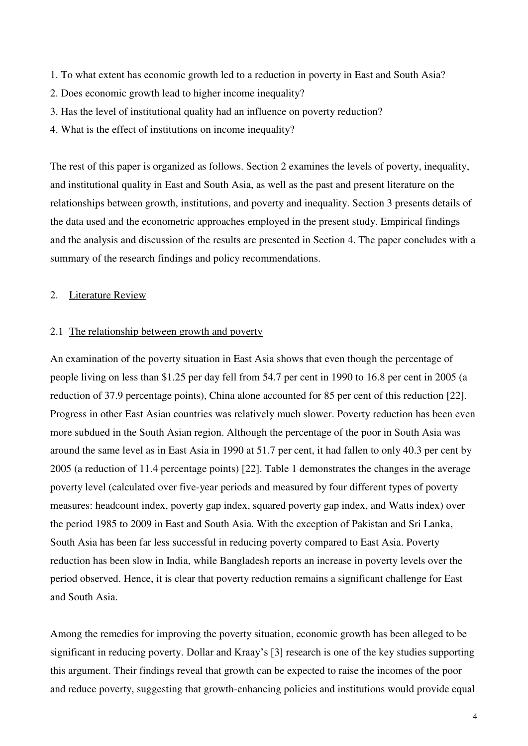1. To what extent has economic growth led to a reduction in poverty in East and South Asia?
2. Does economic growth lead to higher income inequality?
3. Has the level of institutional quality had an influence on poverty reduction?
4. What is the effect of institutions on income inequality?

The rest of this paper is organized as follows. Section 2 examines the levels of poverty, inequality, and institutional quality in East and South Asia, as well as the past and present literature on the relationships between growth, institutions, and poverty and inequality. Section 3 presents details of the data used and the econometric approaches employed in the present study. Empirical findings and the analysis and discussion of the results are presented in Section 4. The paper concludes with a summary of the research findings and policy recommendations.

## 2. Literature Review

### 2.1 The relationship between growth and poverty

An examination of the poverty situation in East Asia shows that even though the percentage of people living on less than $1.25 per day fell from 54.7 per cent in 1990 to 16.8 per cent in 2005 (a reduction of 37.9 percentage points), China alone accounted for 85 per cent of this reduction [22]. Progress in other East Asian countries was relatively much slower. Poverty reduction has been even more subdued in the South Asian region. Although the percentage of the poor in South Asia was around the same level as in East Asia in 1990 at 51.7 per cent, it had fallen to only 40.3 per cent by 2005 (a reduction of 11.4 percentage points) [22]. Table 1 demonstrates the changes in the average poverty level (calculated over five-year periods and measured by four different types of poverty measures: headcount index, poverty gap index, squared poverty gap index, and Watts index) over the period 1985 to 2009 in East and South Asia. With the exception of Pakistan and Sri Lanka, South Asia has been far less successful in reducing poverty compared to East Asia. Poverty reduction has been slow in India, while Bangladesh reports an increase in poverty levels over the period observed. Hence, it is clear that poverty reduction remains a significant challenge for East and South Asia.

Among the remedies for improving the poverty situation, economic growth has been alleged to be significant in reducing poverty. Dollar and Kraay's [3] research is one of the key studies supporting this argument. Their findings reveal that growth can be expected to raise the incomes of the poor and reduce poverty, suggesting that growth-enhancing policies and institutions would provide equal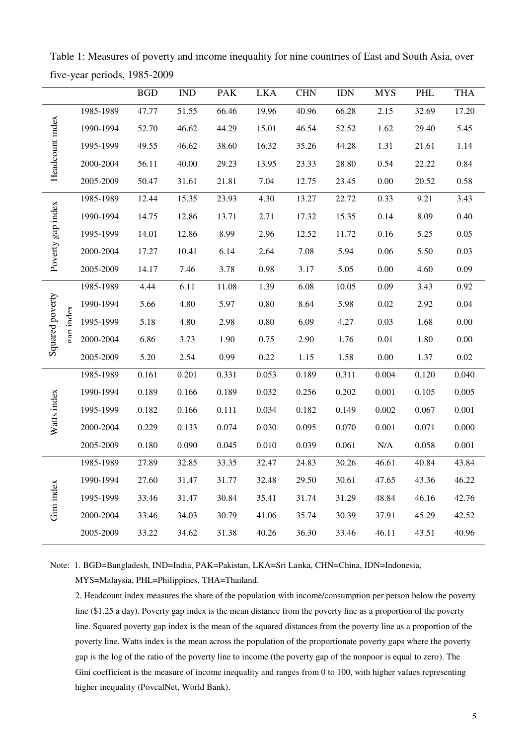Table 1: Measures of poverty and income inequality for nine countries of East and South Asia, over five-year periods, 1985-2009

| | | BGD | IND | PAK | LKA | CHN | IDN | MYS | PHL | THA |
|---|---|---|---|---|---|---|---|---|---|---|
| Headcount index | 1985-1989 | 47.77 | 51.55 | 66.46 | 19.96 | 40.96 | 66.28 | 2.15 | 32.69 | 17.20 |
| | 1990-1994 | 52.70 | 46.62 | 44.29 | 15.01 | 46.54 | 52.52 | 1.62 | 29.40 | 5.45 |
| | 1995-1999 | 49.55 | 46.62 | 38.60 | 16.32 | 35.26 | 44.28 | 1.31 | 21.61 | 1.14 |
| | 2000-2004 | 56.11 | 40.00 | 29.23 | 13.95 | 23.33 | 28.80 | 0.54 | 22.22 | 0.84 |
| | 2005-2009 | 50.47 | 31.61 | 21.81 | 7.04 | 12.75 | 23.45 | 0.00 | 20.52 | 0.58 |
| Poverty gap index | 1985-1989 | 12.44 | 15.35 | 23.93 | 4.30 | 13.27 | 22.72 | 0.33 | 9.21 | 3.43 |
| | 1990-1994 | 14.75 | 12.86 | 13.71 | 2.71 | 17.32 | 15.35 | 0.14 | 8.09 | 0.40 |
| | 1995-1999 | 14.01 | 12.86 | 8.99 | 2.96 | 12.52 | 11.72 | 0.16 | 5.25 | 0.05 |
| | 2000-2004 | 17.27 | 10.41 | 6.14 | 2.64 | 7.08 | 5.94 | 0.06 | 5.50 | 0.03 |
| | 2005-2009 | 14.17 | 7.46 | 3.78 | 0.98 | 3.17 | 5.05 | 0.00 | 4.60 | 0.09 |
| Squared poverty gap index | 1985-1989 | 4.44 | 6.11 | 11.08 | 1.39 | 6.08 | 10.05 | 0.09 | 3.43 | 0.92 |
| | 1990-1994 | 5.66 | 4.80 | 5.97 | 0.80 | 8.64 | 5.98 | 0.02 | 2.92 | 0.04 |
| | 1995-1999 | 5.18 | 4.80 | 2.98 | 0.80 | 6.09 | 4.27 | 0.03 | 1.68 | 0.00 |
| | 2000-2004 | 6.86 | 3.73 | 1.90 | 0.75 | 2.90 | 1.76 | 0.01 | 1.80 | 0.00 |
| | 2005-2009 | 5.20 | 2.54 | 0.99 | 0.22 | 1.15 | 1.58 | 0.00 | 1.37 | 0.02 |
| Watts index | 1985-1989 | 0.161 | 0.201 | 0.331 | 0.053 | 0.189 | 0.311 | 0.004 | 0.120 | 0.040 |
| | 1990-1994 | 0.189 | 0.166 | 0.189 | 0.032 | 0.256 | 0.202 | 0.001 | 0.105 | 0.005 |
| | 1995-1999 | 0.182 | 0.166 | 0.111 | 0.034 | 0.182 | 0.149 | 0.002 | 0.067 | 0.001 |
| | 2000-2004 | 0.229 | 0.133 | 0.074 | 0.030 | 0.095 | 0.070 | 0.001 | 0.071 | 0.000 |
| | 2005-2009 | 0.180 | 0.090 | 0.045 | 0.010 | 0.039 | 0.061 | N/A | 0.058 | 0.001 |
| Gini index | 1985-1989 | 27.89 | 32.85 | 33.35 | 32.47 | 24.83 | 30.26 | 46.61 | 40.84 | 43.84 |
| | 1990-1994 | 27.60 | 31.47 | 31.77 | 32.48 | 29.50 | 30.61 | 47.65 | 43.36 | 46.22 |
| | 1995-1999 | 33.46 | 31.47 | 30.84 | 35.41 | 31.74 | 31.29 | 48.84 | 46.16 | 42.76 |
| | 2000-2004 | 33.46 | 34.03 | 30.79 | 41.06 | 35.74 | 30.39 | 37.91 | 45.29 | 42.52 |
| | 2005-2009 | 33.22 | 34.62 | 31.38 | 40.26 | 36.30 | 33.46 | 46.11 | 43.51 | 40.96 |

Note: 1. BGD=Bangladesh, IND=India, PAK=Pakistan, LKA=Sri Lanka, CHN=China, IDN=Indonesia, MYS=Malaysia, PHL=Philippines, THA=Thailand.

2. Headcount index measures the share of the population with income/consumption per person below the poverty line ($1.25 a day). Poverty gap index is the mean distance from the poverty line as a proportion of the poverty line. Squared poverty gap index is the mean of the squared distances from the poverty line as a proportion of the poverty line. Watts index is the mean across the population of the proportionate poverty gaps where the poverty gap is the log of the ratio of the poverty line to income (the poverty gap of the nonpoor is equal to zero). The Gini coefficient is the measure of income inequality and ranges from 0 to 100, with higher values representing higher inequality (PovcalNet, World Bank).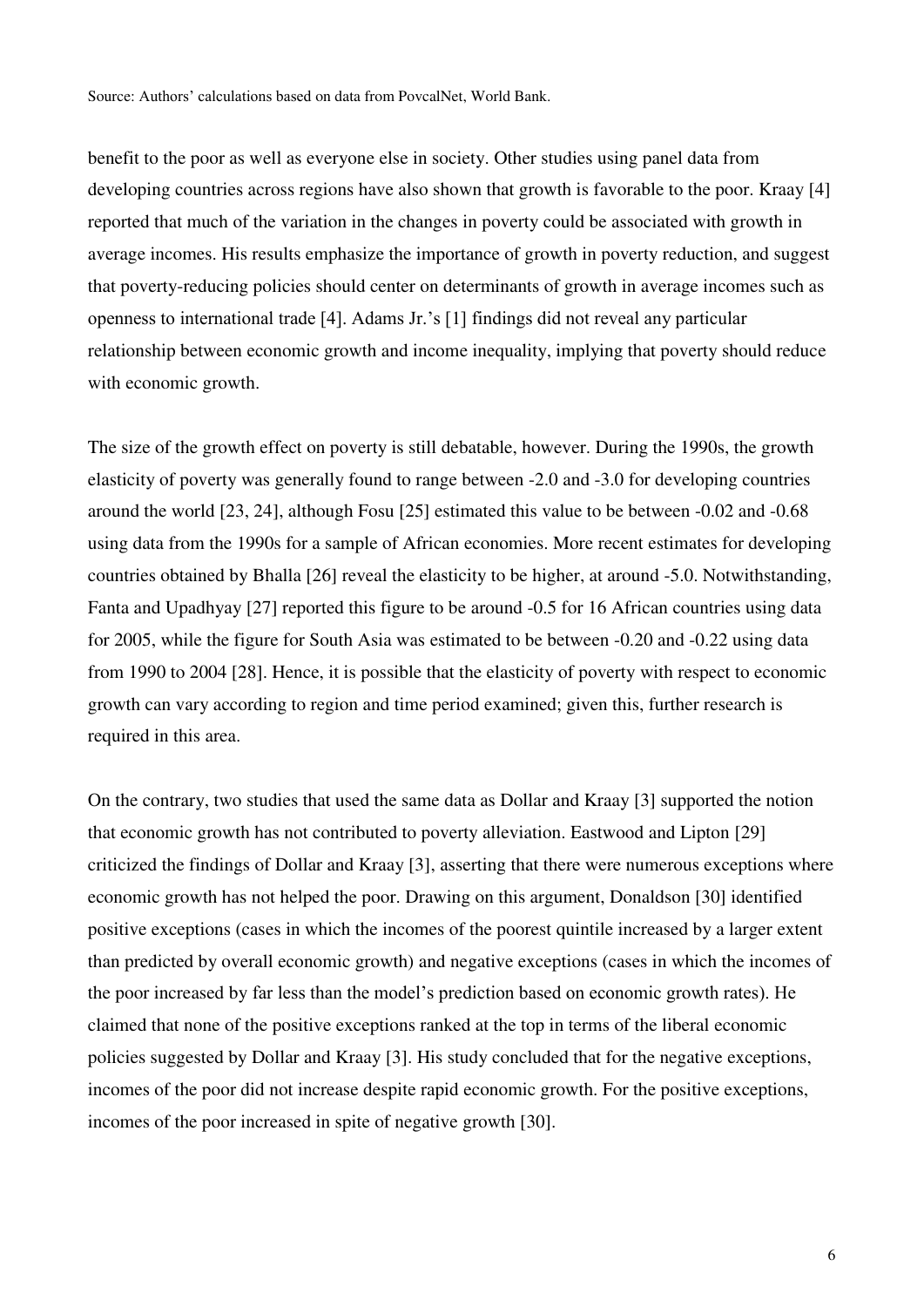Source: Authors' calculations based on data from PovcalNet, World Bank.

benefit to the poor as well as everyone else in society. Other studies using panel data from developing countries across regions have also shown that growth is favorable to the poor. Kraay [4] reported that much of the variation in the changes in poverty could be associated with growth in average incomes. His results emphasize the importance of growth in poverty reduction, and suggest that poverty-reducing policies should center on determinants of growth in average incomes such as openness to international trade [4]. Adams Jr.'s [1] findings did not reveal any particular relationship between economic growth and income inequality, implying that poverty should reduce with economic growth.

The size of the growth effect on poverty is still debatable, however. During the 1990s, the growth elasticity of poverty was generally found to range between -2.0 and -3.0 for developing countries around the world [23, 24], although Fosu [25] estimated this value to be between -0.02 and -0.68 using data from the 1990s for a sample of African economies. More recent estimates for developing countries obtained by Bhalla [26] reveal the elasticity to be higher, at around -5.0. Notwithstanding, Fanta and Upadhyay [27] reported this figure to be around -0.5 for 16 African countries using data for 2005, while the figure for South Asia was estimated to be between -0.20 and -0.22 using data from 1990 to 2004 [28]. Hence, it is possible that the elasticity of poverty with respect to economic growth can vary according to region and time period examined; given this, further research is required in this area.

On the contrary, two studies that used the same data as Dollar and Kraay [3] supported the notion that economic growth has not contributed to poverty alleviation. Eastwood and Lipton [29] criticized the findings of Dollar and Kraay [3], asserting that there were numerous exceptions where economic growth has not helped the poor. Drawing on this argument, Donaldson [30] identified positive exceptions (cases in which the incomes of the poorest quintile increased by a larger extent than predicted by overall economic growth) and negative exceptions (cases in which the incomes of the poor increased by far less than the model's prediction based on economic growth rates). He claimed that none of the positive exceptions ranked at the top in terms of the liberal economic policies suggested by Dollar and Kraay [3]. His study concluded that for the negative exceptions, incomes of the poor did not increase despite rapid economic growth. For the positive exceptions, incomes of the poor increased in spite of negative growth [30].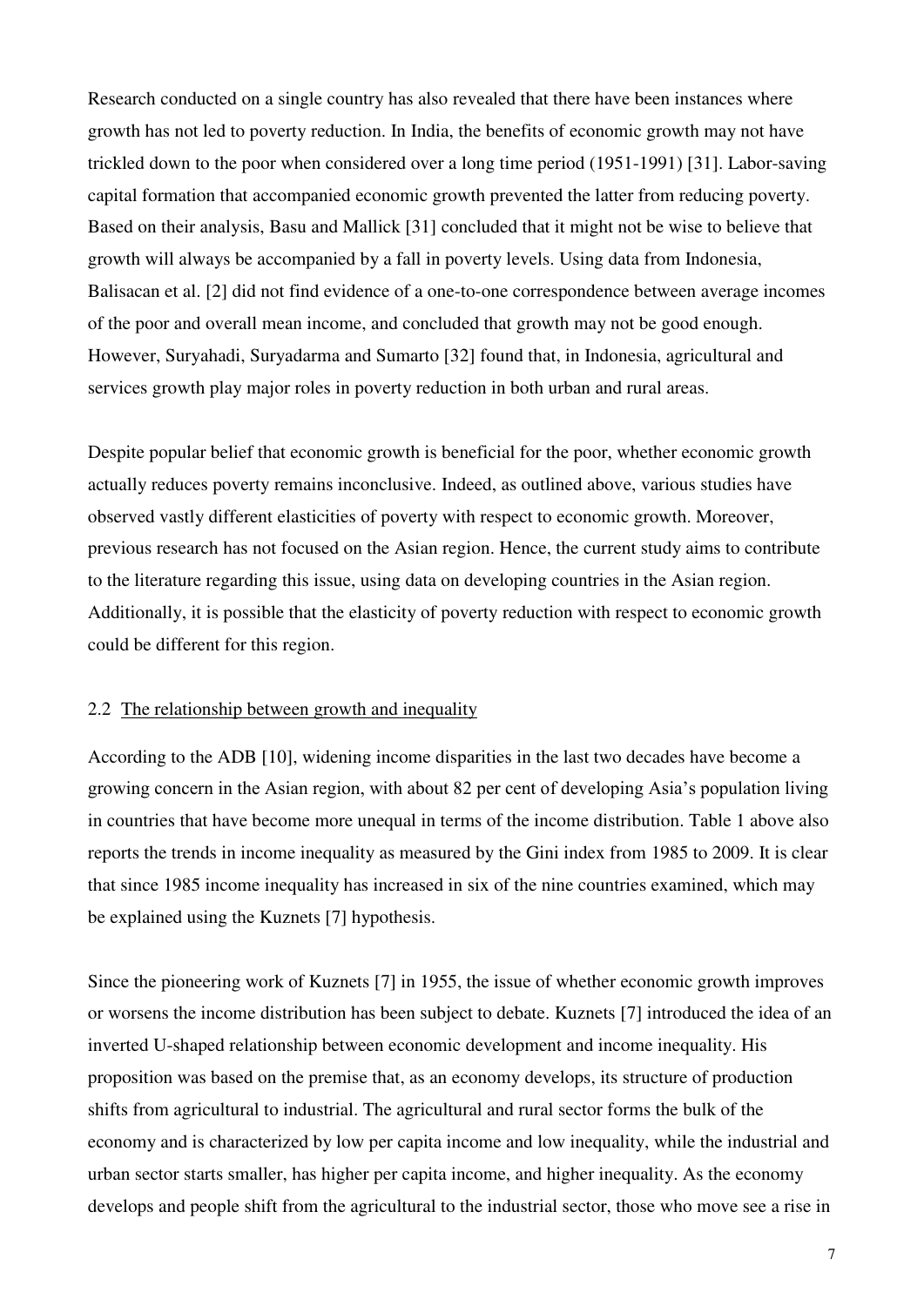Research conducted on a single country has also revealed that there have been instances where growth has not led to poverty reduction. In India, the benefits of economic growth may not have trickled down to the poor when considered over a long time period (1951-1991) [31]. Labor-saving capital formation that accompanied economic growth prevented the latter from reducing poverty. Based on their analysis, Basu and Mallick [31] concluded that it might not be wise to believe that growth will always be accompanied by a fall in poverty levels. Using data from Indonesia, Balisacan et al. [2] did not find evidence of a one-to-one correspondence between average incomes of the poor and overall mean income, and concluded that growth may not be good enough. However, Suryahadi, Suryadarma and Sumarto [32] found that, in Indonesia, agricultural and services growth play major roles in poverty reduction in both urban and rural areas.

Despite popular belief that economic growth is beneficial for the poor, whether economic growth actually reduces poverty remains inconclusive. Indeed, as outlined above, various studies have observed vastly different elasticities of poverty with respect to economic growth. Moreover, previous research has not focused on the Asian region. Hence, the current study aims to contribute to the literature regarding this issue, using data on developing countries in the Asian region. Additionally, it is possible that the elasticity of poverty reduction with respect to economic growth could be different for this region.

### 2.2 The relationship between growth and inequality

According to the ADB [10], widening income disparities in the last two decades have become a growing concern in the Asian region, with about 82 per cent of developing Asia's population living in countries that have become more unequal in terms of the income distribution. Table 1 above also reports the trends in income inequality as measured by the Gini index from 1985 to 2009. It is clear that since 1985 income inequality has increased in six of the nine countries examined, which may be explained using the Kuznets [7] hypothesis.

Since the pioneering work of Kuznets [7] in 1955, the issue of whether economic growth improves or worsens the income distribution has been subject to debate. Kuznets [7] introduced the idea of an inverted U-shaped relationship between economic development and income inequality. His proposition was based on the premise that, as an economy develops, its structure of production shifts from agricultural to industrial. The agricultural and rural sector forms the bulk of the economy and is characterized by low per capita income and low inequality, while the industrial and urban sector starts smaller, has higher per capita income, and higher inequality. As the economy develops and people shift from the agricultural to the industrial sector, those who move see a rise in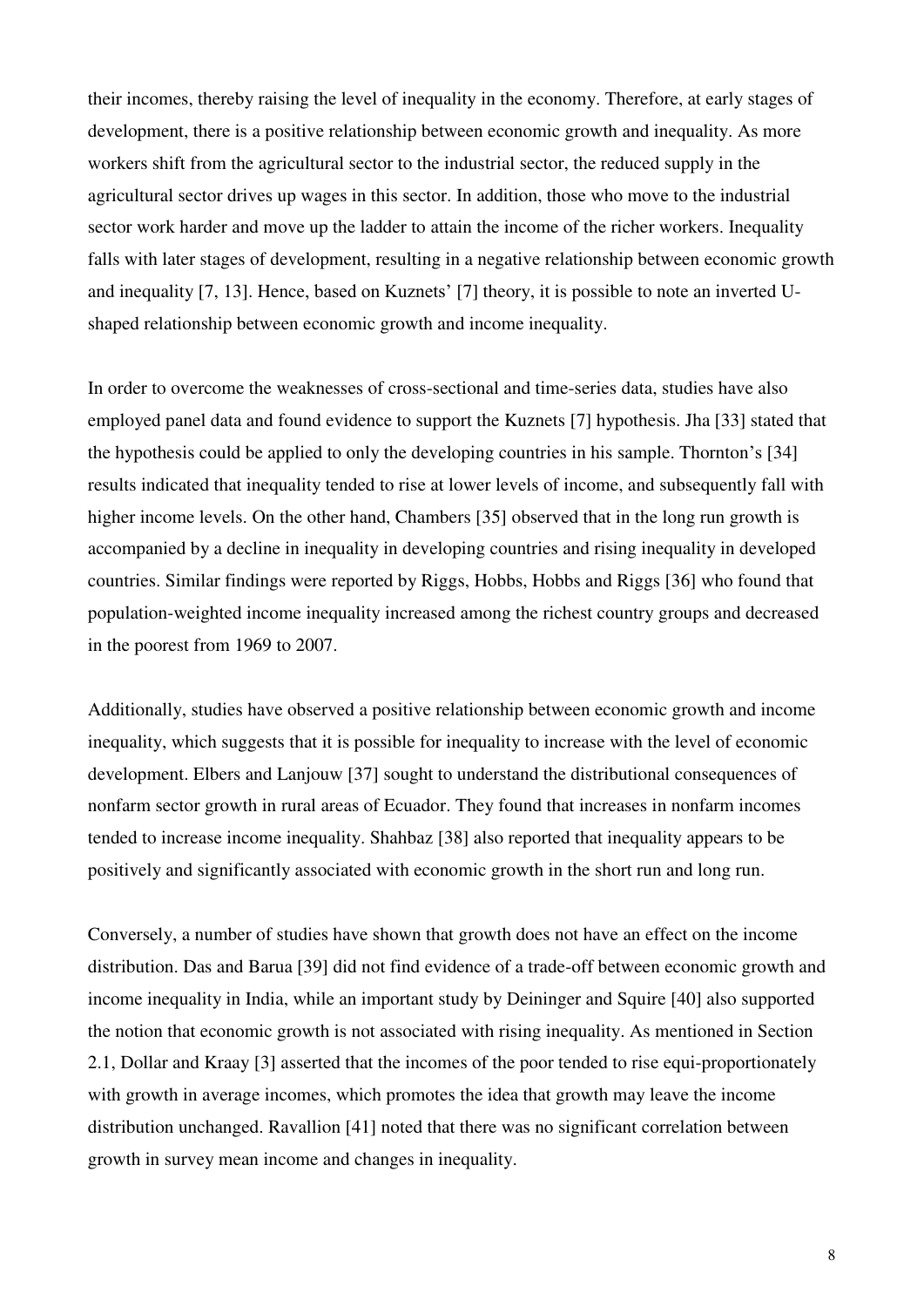their incomes, thereby raising the level of inequality in the economy. Therefore, at early stages of development, there is a positive relationship between economic growth and inequality. As more workers shift from the agricultural sector to the industrial sector, the reduced supply in the agricultural sector drives up wages in this sector. In addition, those who move to the industrial sector work harder and move up the ladder to attain the income of the richer workers. Inequality falls with later stages of development, resulting in a negative relationship between economic growth and inequality [7, 13]. Hence, based on Kuznets' [7] theory, it is possible to note an inverted U-shaped relationship between economic growth and income inequality.

In order to overcome the weaknesses of cross-sectional and time-series data, studies have also employed panel data and found evidence to support the Kuznets [7] hypothesis. Jha [33] stated that the hypothesis could be applied to only the developing countries in his sample. Thornton's [34] results indicated that inequality tended to rise at lower levels of income, and subsequently fall with higher income levels. On the other hand, Chambers [35] observed that in the long run growth is accompanied by a decline in inequality in developing countries and rising inequality in developed countries. Similar findings were reported by Riggs, Hobbs, Hobbs and Riggs [36] who found that population-weighted income inequality increased among the richest country groups and decreased in the poorest from 1969 to 2007.

Additionally, studies have observed a positive relationship between economic growth and income inequality, which suggests that it is possible for inequality to increase with the level of economic development. Elbers and Lanjouw [37] sought to understand the distributional consequences of nonfarm sector growth in rural areas of Ecuador. They found that increases in nonfarm incomes tended to increase income inequality. Shahbaz [38] also reported that inequality appears to be positively and significantly associated with economic growth in the short run and long run.

Conversely, a number of studies have shown that growth does not have an effect on the income distribution. Das and Barua [39] did not find evidence of a trade-off between economic growth and income inequality in India, while an important study by Deininger and Squire [40] also supported the notion that economic growth is not associated with rising inequality. As mentioned in Section 2.1, Dollar and Kraay [3] asserted that the incomes of the poor tended to rise equi-proportionately with growth in average incomes, which promotes the idea that growth may leave the income distribution unchanged. Ravallion [41] noted that there was no significant correlation between growth in survey mean income and changes in inequality.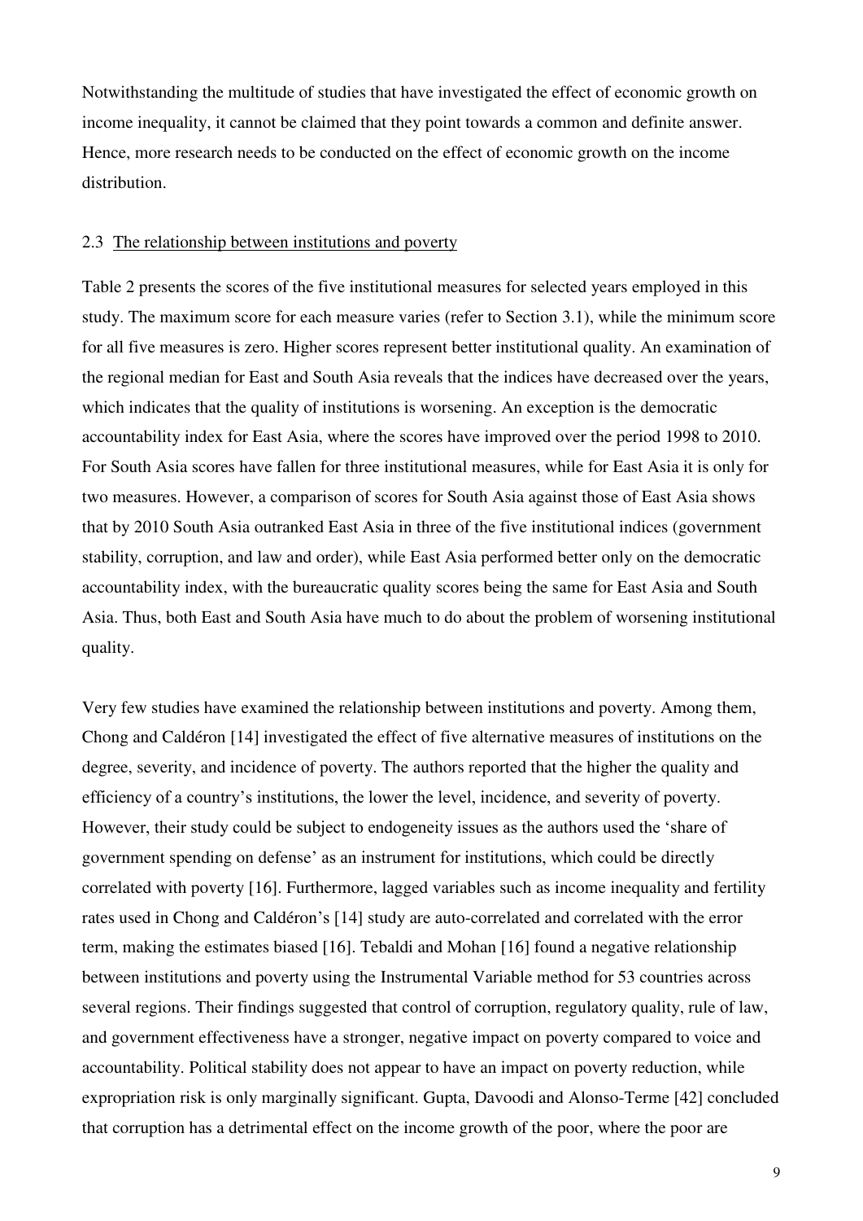Notwithstanding the multitude of studies that have investigated the effect of economic growth on income inequality, it cannot be claimed that they point towards a common and definite answer. Hence, more research needs to be conducted on the effect of economic growth on the income distribution.

### 2.3 The relationship between institutions and poverty

Table 2 presents the scores of the five institutional measures for selected years employed in this study. The maximum score for each measure varies (refer to Section 3.1), while the minimum score for all five measures is zero. Higher scores represent better institutional quality. An examination of the regional median for East and South Asia reveals that the indices have decreased over the years, which indicates that the quality of institutions is worsening. An exception is the democratic accountability index for East Asia, where the scores have improved over the period 1998 to 2010. For South Asia scores have fallen for three institutional measures, while for East Asia it is only for two measures. However, a comparison of scores for South Asia against those of East Asia shows that by 2010 South Asia outranked East Asia in three of the five institutional indices (government stability, corruption, and law and order), while East Asia performed better only on the democratic accountability index, with the bureaucratic quality scores being the same for East Asia and South Asia. Thus, both East and South Asia have much to do about the problem of worsening institutional quality.

Very few studies have examined the relationship between institutions and poverty. Among them, Chong and Caldéron [14] investigated the effect of five alternative measures of institutions on the degree, severity, and incidence of poverty. The authors reported that the higher the quality and efficiency of a country's institutions, the lower the level, incidence, and severity of poverty. However, their study could be subject to endogeneity issues as the authors used the 'share of government spending on defense' as an instrument for institutions, which could be directly correlated with poverty [16]. Furthermore, lagged variables such as income inequality and fertility rates used in Chong and Caldéron's [14] study are auto-correlated and correlated with the error term, making the estimates biased [16]. Tebaldi and Mohan [16] found a negative relationship between institutions and poverty using the Instrumental Variable method for 53 countries across several regions. Their findings suggested that control of corruption, regulatory quality, rule of law, and government effectiveness have a stronger, negative impact on poverty compared to voice and accountability. Political stability does not appear to have an impact on poverty reduction, while expropriation risk is only marginally significant. Gupta, Davoodi and Alonso-Terme [42] concluded that corruption has a detrimental effect on the income growth of the poor, where the poor are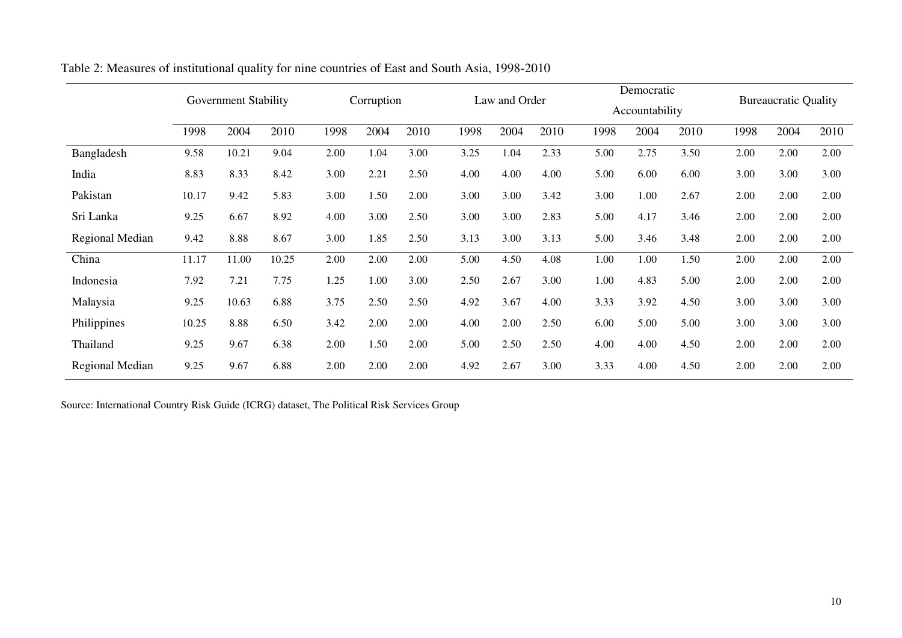Table 2: Measures of institutional quality for nine countries of East and South Asia, 1998-2010

| | Government Stability | | | Corruption | | | Law and Order | | | Democratic Accountability | | | Bureaucratic Quality | | |
|---|---|---|---|---|---|---|---|---|---|---|---|---|---|---|---|
| | 1998 | 2004 | 2010 | 1998 | 2004 | 2010 | 1998 | 2004 | 2010 | 1998 | 2004 | 2010 | 1998 | 2004 | 2010 |
| Bangladesh | 9.58 | 10.21 | 9.04 | 2.00 | 1.04 | 3.00 | 3.25 | 1.04 | 2.33 | 5.00 | 2.75 | 3.50 | 2.00 | 2.00 | 2.00 |
| India | 8.83 | 8.33 | 8.42 | 3.00 | 2.21 | 2.50 | 4.00 | 4.00 | 4.00 | 5.00 | 6.00 | 6.00 | 3.00 | 3.00 | 3.00 |
| Pakistan | 10.17 | 9.42 | 5.83 | 3.00 | 1.50 | 2.00 | 3.00 | 3.00 | 3.42 | 3.00 | 1.00 | 2.67 | 2.00 | 2.00 | 2.00 |
| Sri Lanka | 9.25 | 6.67 | 8.92 | 4.00 | 3.00 | 2.50 | 3.00 | 3.00 | 2.83 | 5.00 | 4.17 | 3.46 | 2.00 | 2.00 | 2.00 |
| Regional Median | 9.42 | 8.88 | 8.67 | 3.00 | 1.85 | 2.50 | 3.13 | 3.00 | 3.13 | 5.00 | 3.46 | 3.48 | 2.00 | 2.00 | 2.00 |
| China | 11.17 | 11.00 | 10.25 | 2.00 | 2.00 | 2.00 | 5.00 | 4.50 | 4.08 | 1.00 | 1.00 | 1.50 | 2.00 | 2.00 | 2.00 |
| Indonesia | 7.92 | 7.21 | 7.75 | 1.25 | 1.00 | 3.00 | 2.50 | 2.67 | 3.00 | 1.00 | 4.83 | 5.00 | 2.00 | 2.00 | 2.00 |
| Malaysia | 9.25 | 10.63 | 6.88 | 3.75 | 2.50 | 2.50 | 4.92 | 3.67 | 4.00 | 3.33 | 3.92 | 4.50 | 3.00 | 3.00 | 3.00 |
| Philippines | 10.25 | 8.88 | 6.50 | 3.42 | 2.00 | 2.00 | 4.00 | 2.00 | 2.50 | 6.00 | 5.00 | 5.00 | 3.00 | 3.00 | 3.00 |
| Thailand | 9.25 | 9.67 | 6.38 | 2.00 | 1.50 | 2.00 | 5.00 | 2.50 | 2.50 | 4.00 | 4.00 | 4.50 | 2.00 | 2.00 | 2.00 |
| Regional Median | 9.25 | 9.67 | 6.88 | 2.00 | 2.00 | 2.00 | 4.92 | 2.67 | 3.00 | 3.33 | 4.00 | 4.50 | 2.00 | 2.00 | 2.00 |

Source: International Country Risk Guide (ICRG) dataset, The Political Risk Services Group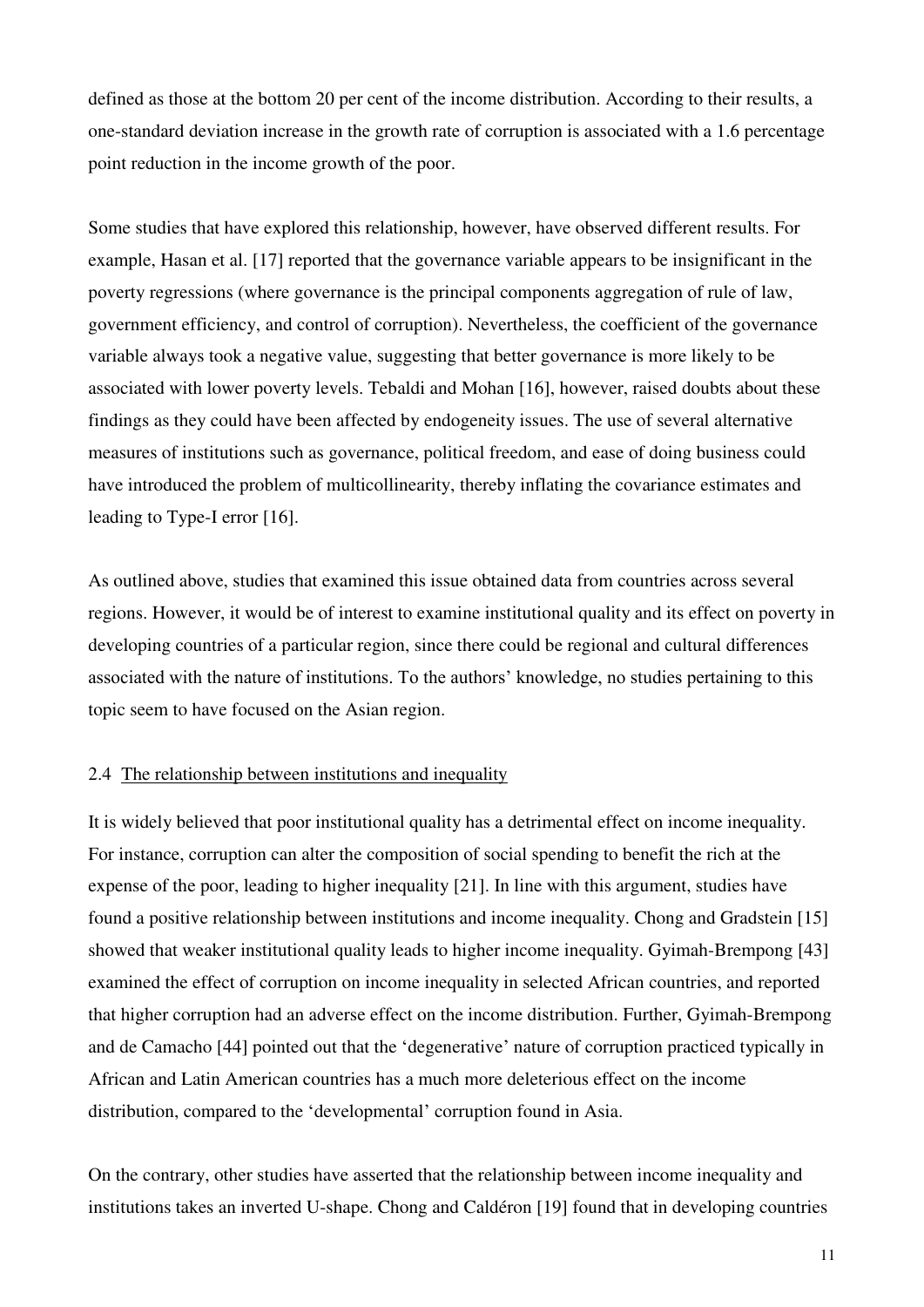defined as those at the bottom 20 per cent of the income distribution. According to their results, a one-standard deviation increase in the growth rate of corruption is associated with a 1.6 percentage point reduction in the income growth of the poor.

Some studies that have explored this relationship, however, have observed different results. For example, Hasan et al. [17] reported that the governance variable appears to be insignificant in the poverty regressions (where governance is the principal components aggregation of rule of law, government efficiency, and control of corruption). Nevertheless, the coefficient of the governance variable always took a negative value, suggesting that better governance is more likely to be associated with lower poverty levels. Tebaldi and Mohan [16], however, raised doubts about these findings as they could have been affected by endogeneity issues. The use of several alternative measures of institutions such as governance, political freedom, and ease of doing business could have introduced the problem of multicollinearity, thereby inflating the covariance estimates and leading to Type-I error [16].

As outlined above, studies that examined this issue obtained data from countries across several regions. However, it would be of interest to examine institutional quality and its effect on poverty in developing countries of a particular region, since there could be regional and cultural differences associated with the nature of institutions. To the authors' knowledge, no studies pertaining to this topic seem to have focused on the Asian region.

### 2.4 The relationship between institutions and inequality

It is widely believed that poor institutional quality has a detrimental effect on income inequality. For instance, corruption can alter the composition of social spending to benefit the rich at the expense of the poor, leading to higher inequality [21]. In line with this argument, studies have found a positive relationship between institutions and income inequality. Chong and Gradstein [15] showed that weaker institutional quality leads to higher income inequality. Gyimah-Brempong [43] examined the effect of corruption on income inequality in selected African countries, and reported that higher corruption had an adverse effect on the income distribution. Further, Gyimah-Brempong and de Camacho [44] pointed out that the 'degenerative' nature of corruption practiced typically in African and Latin American countries has a much more deleterious effect on the income distribution, compared to the 'developmental' corruption found in Asia.

On the contrary, other studies have asserted that the relationship between income inequality and institutions takes an inverted U-shape. Chong and Caldéron [19] found that in developing countries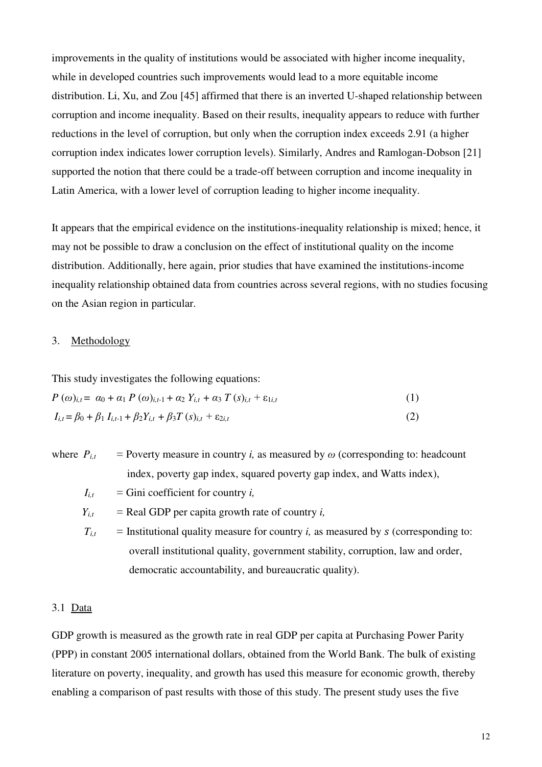improvements in the quality of institutions would be associated with higher income inequality, while in developed countries such improvements would lead to a more equitable income distribution. Li, Xu, and Zou [45] affirmed that there is an inverted U-shaped relationship between corruption and income inequality. Based on their results, inequality appears to reduce with further reductions in the level of corruption, but only when the corruption index exceeds 2.91 (a higher corruption index indicates lower corruption levels). Similarly, Andres and Ramlogan-Dobson [21] supported the notion that there could be a trade-off between corruption and income inequality in Latin America, with a lower level of corruption leading to higher income inequality.

It appears that the empirical evidence on the institutions-inequality relationship is mixed; hence, it may not be possible to draw a conclusion on the effect of institutional quality on the income distribution. Additionally, here again, prior studies that have examined the institutions-income inequality relationship obtained data from countries across several regions, with no studies focusing on the Asian region in particular.

## 3. Methodology

This study investigates the following equations:

$$P(\omega)_{i,t} = \alpha_0 + \alpha_1 P(\omega)_{i,t-1} + \alpha_2 Y_{i,t} + \alpha_3 T(s)_{i,t} + \varepsilon_{1i,t} \quad (1)$$

$$I_{i,t} = \beta_0 + \beta_1 I_{i,t-1} + \beta_2 Y_{i,t} + \beta_3 T(s)_{i,t} + \varepsilon_{2i,t} \quad (2)$$

where $P_{i,t}$ = Poverty measure in country *i,* as measured by $\omega$ (corresponding to: headcount index, poverty gap index, squared poverty gap index, and Watts index),

$I_{i,t}$ = Gini coefficient for country *i,*

$Y_{i,t}$ = Real GDP per capita growth rate of country *i,*

$T_{i,t}$ = Institutional quality measure for country *i,* as measured by $s$ (corresponding to: overall institutional quality, government stability, corruption, law and order, democratic accountability, and bureaucratic quality).

### 3.1 Data

GDP growth is measured as the growth rate in real GDP per capita at Purchasing Power Parity (PPP) in constant 2005 international dollars, obtained from the World Bank. The bulk of existing literature on poverty, inequality, and growth has used this measure for economic growth, thereby enabling a comparison of past results with those of this study. The present study uses the five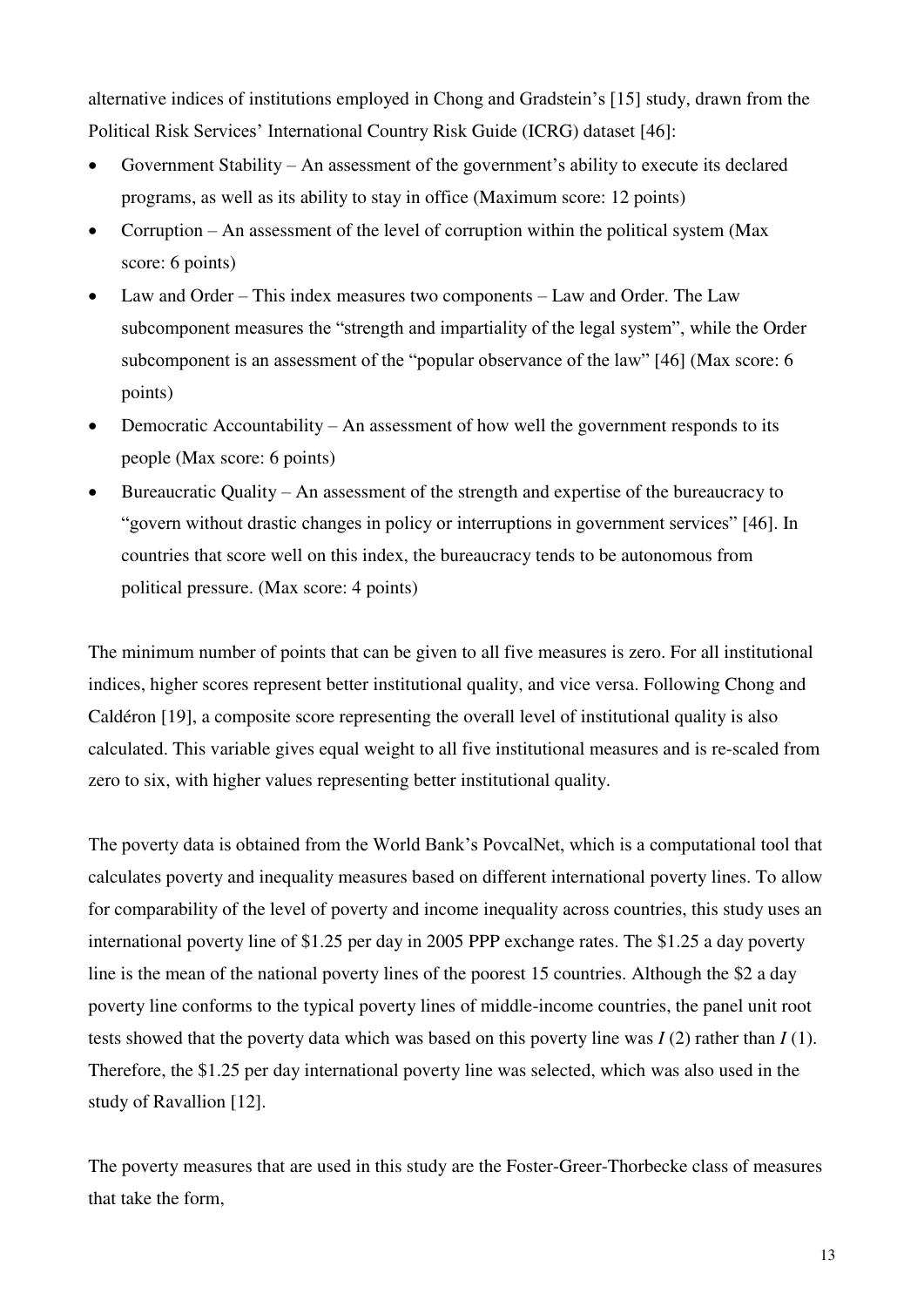alternative indices of institutions employed in Chong and Gradstein's [15] study, drawn from the Political Risk Services' International Country Risk Guide (ICRG) dataset [46]:

- Government Stability – An assessment of the government's ability to execute its declared programs, as well as its ability to stay in office (Maximum score: 12 points)
- Corruption – An assessment of the level of corruption within the political system (Max score: 6 points)
- Law and Order – This index measures two components – Law and Order. The Law subcomponent measures the "strength and impartiality of the legal system", while the Order subcomponent is an assessment of the "popular observance of the law" [46] (Max score: 6 points)
- Democratic Accountability – An assessment of how well the government responds to its people (Max score: 6 points)
- Bureaucratic Quality – An assessment of the strength and expertise of the bureaucracy to "govern without drastic changes in policy or interruptions in government services" [46]. In countries that score well on this index, the bureaucracy tends to be autonomous from political pressure. (Max score: 4 points)

The minimum number of points that can be given to all five measures is zero. For all institutional indices, higher scores represent better institutional quality, and vice versa. Following Chong and Caldéron [19], a composite score representing the overall level of institutional quality is also calculated. This variable gives equal weight to all five institutional measures and is re-scaled from zero to six, with higher values representing better institutional quality.

The poverty data is obtained from the World Bank's PovcalNet, which is a computational tool that calculates poverty and inequality measures based on different international poverty lines. To allow for comparability of the level of poverty and income inequality across countries, this study uses an international poverty line of \$1.25 per day in 2005 PPP exchange rates. The \$1.25 a day poverty line is the mean of the national poverty lines of the poorest 15 countries. Although the \$2 a day poverty line conforms to the typical poverty lines of middle-income countries, the panel unit root tests showed that the poverty data which was based on this poverty line was $I(2)$ rather than $I(1)$. Therefore, the \$1.25 per day international poverty line was selected, which was also used in the study of Ravallion [12].

The poverty measures that are used in this study are the Foster-Greer-Thorbecke class of measures that take the form,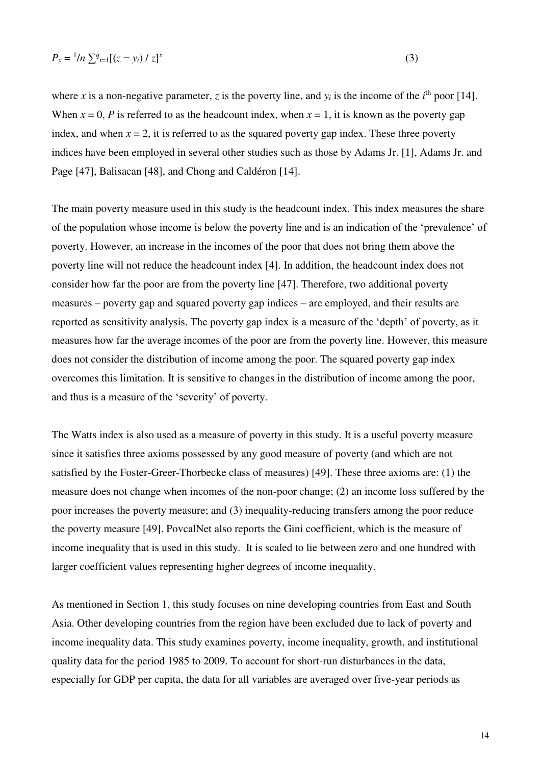$$P_x = {}^1/n \sum\nolimits^{q}_{i=1}[(z - y_i) / z]^x \quad (3)$$

where $x$ is a non-negative parameter, $z$ is the poverty line, and $y_i$ is the income of the $i^{\text{th}}$ poor [14]. When $x = 0$, $P$ is referred to as the headcount index, when $x = 1$, it is known as the poverty gap index, and when $x = 2$, it is referred to as the squared poverty gap index. These three poverty indices have been employed in several other studies such as those by Adams Jr. [1], Adams Jr. and Page [47], Balisacan [48], and Chong and Caldéron [14].

The main poverty measure used in this study is the headcount index. This index measures the share of the population whose income is below the poverty line and is an indication of the 'prevalence' of poverty. However, an increase in the incomes of the poor that does not bring them above the poverty line will not reduce the headcount index [4]. In addition, the headcount index does not consider how far the poor are from the poverty line [47]. Therefore, two additional poverty measures – poverty gap and squared poverty gap indices – are employed, and their results are reported as sensitivity analysis. The poverty gap index is a measure of the 'depth' of poverty, as it measures how far the average incomes of the poor are from the poverty line. However, this measure does not consider the distribution of income among the poor. The squared poverty gap index overcomes this limitation. It is sensitive to changes in the distribution of income among the poor, and thus is a measure of the 'severity' of poverty.

The Watts index is also used as a measure of poverty in this study. It is a useful poverty measure since it satisfies three axioms possessed by any good measure of poverty (and which are not satisfied by the Foster-Greer-Thorbecke class of measures) [49]. These three axioms are: (1) the measure does not change when incomes of the non-poor change; (2) an income loss suffered by the poor increases the poverty measure; and (3) inequality-reducing transfers among the poor reduce the poverty measure [49]. PovcalNet also reports the Gini coefficient, which is the measure of income inequality that is used in this study. It is scaled to lie between zero and one hundred with larger coefficient values representing higher degrees of income inequality.

As mentioned in Section 1, this study focuses on nine developing countries from East and South Asia. Other developing countries from the region have been excluded due to lack of poverty and income inequality data. This study examines poverty, income inequality, growth, and institutional quality data for the period 1985 to 2009. To account for short-run disturbances in the data, especially for GDP per capita, the data for all variables are averaged over five-year periods as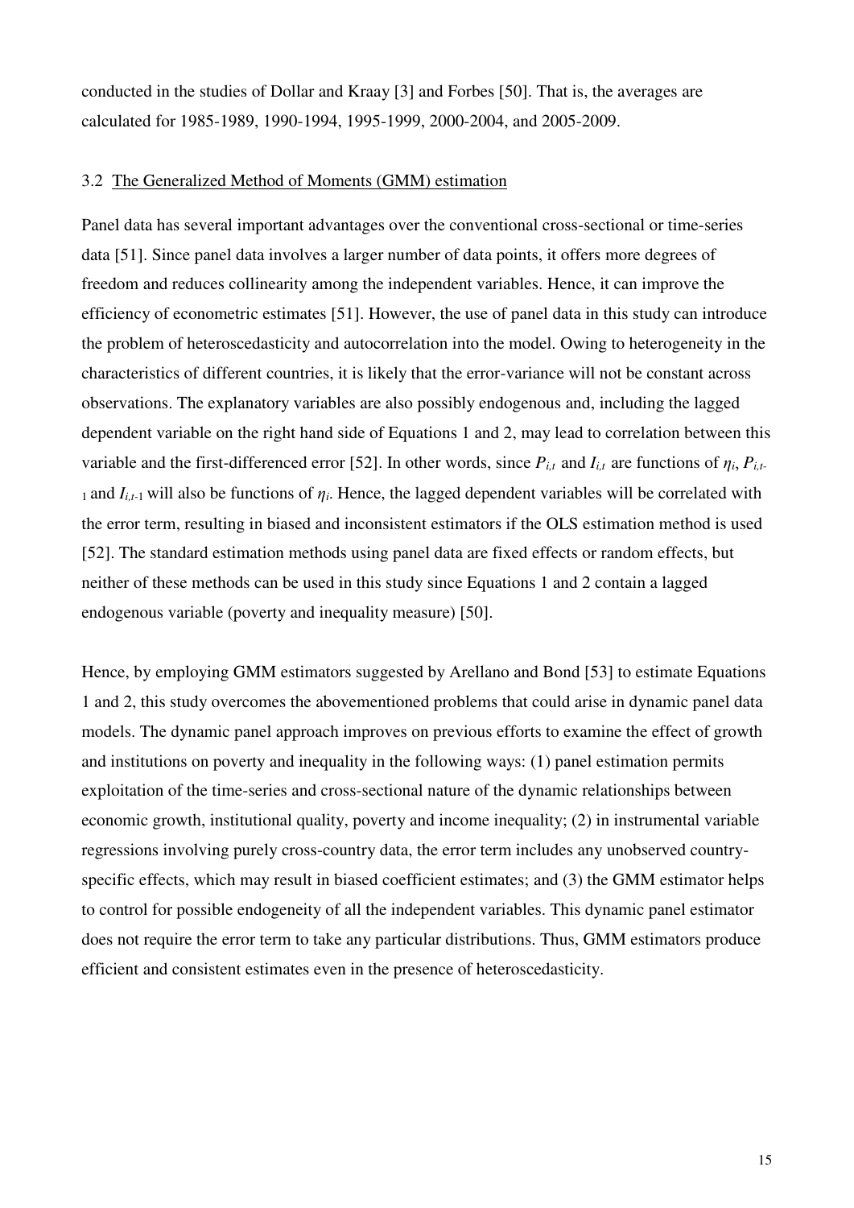conducted in the studies of Dollar and Kraay [3] and Forbes [50]. That is, the averages are calculated for 1985-1989, 1990-1994, 1995-1999, 2000-2004, and 2005-2009.

### 3.2 The Generalized Method of Moments (GMM) estimation

Panel data has several important advantages over the conventional cross-sectional or time-series data [51]. Since panel data involves a larger number of data points, it offers more degrees of freedom and reduces collinearity among the independent variables. Hence, it can improve the efficiency of econometric estimates [51]. However, the use of panel data in this study can introduce the problem of heteroscedasticity and autocorrelation into the model. Owing to heterogeneity in the characteristics of different countries, it is likely that the error-variance will not be constant across observations. The explanatory variables are also possibly endogenous and, including the lagged dependent variable on the right hand side of Equations 1 and 2, may lead to correlation between this variable and the first-differenced error [52]. In other words, since $P_{i,t}$ and $I_{i,t}$ are functions of $\eta_i$, $P_{i,t-1}$ and $I_{i,t-1}$ will also be functions of $\eta_i$. Hence, the lagged dependent variables will be correlated with the error term, resulting in biased and inconsistent estimators if the OLS estimation method is used [52]. The standard estimation methods using panel data are fixed effects or random effects, but neither of these methods can be used in this study since Equations 1 and 2 contain a lagged endogenous variable (poverty and inequality measure) [50].

Hence, by employing GMM estimators suggested by Arellano and Bond [53] to estimate Equations 1 and 2, this study overcomes the abovementioned problems that could arise in dynamic panel data models. The dynamic panel approach improves on previous efforts to examine the effect of growth and institutions on poverty and inequality in the following ways: (1) panel estimation permits exploitation of the time-series and cross-sectional nature of the dynamic relationships between economic growth, institutional quality, poverty and income inequality; (2) in instrumental variable regressions involving purely cross-country data, the error term includes any unobserved country-specific effects, which may result in biased coefficient estimates; and (3) the GMM estimator helps to control for possible endogeneity of all the independent variables. This dynamic panel estimator does not require the error term to take any particular distributions. Thus, GMM estimators produce efficient and consistent estimates even in the presence of heteroscedasticity.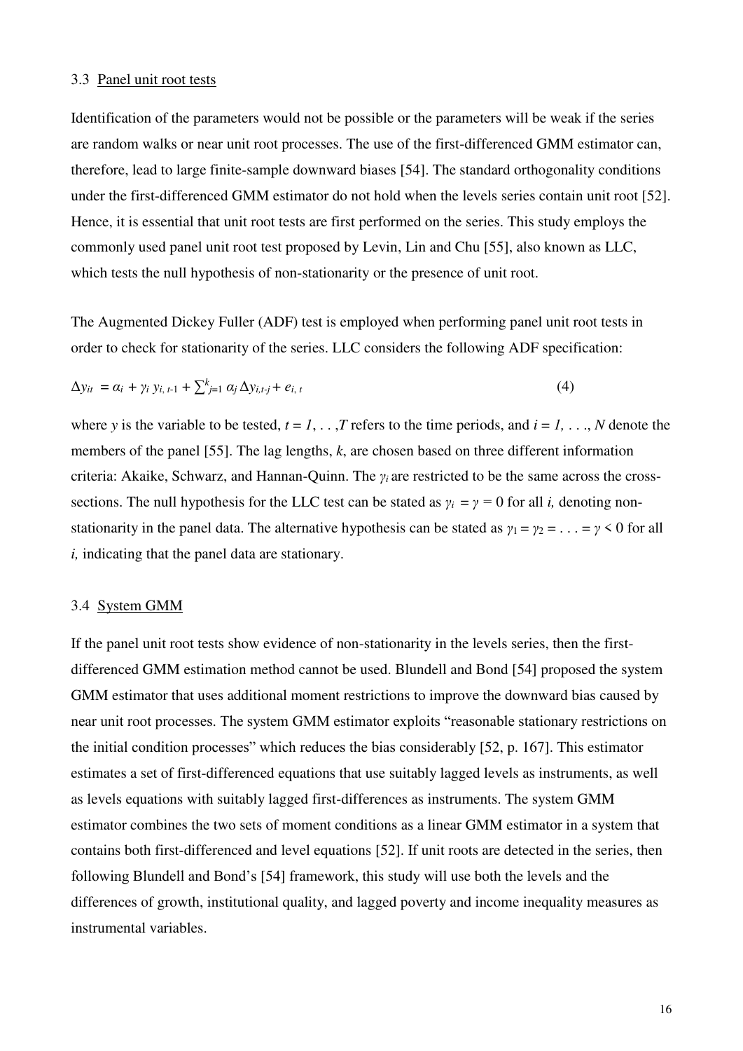### 3.3 Panel unit root tests

Identification of the parameters would not be possible or the parameters will be weak if the series are random walks or near unit root processes. The use of the first-differenced GMM estimator can, therefore, lead to large finite-sample downward biases [54]. The standard orthogonality conditions under the first-differenced GMM estimator do not hold when the levels series contain unit root [52]. Hence, it is essential that unit root tests are first performed on the series. This study employs the commonly used panel unit root test proposed by Levin, Lin and Chu [55], also known as LLC, which tests the null hypothesis of non-stationarity or the presence of unit root.

The Augmented Dickey Fuller (ADF) test is employed when performing panel unit root tests in order to check for stationarity of the series. LLC considers the following ADF specification:

$$\Delta y_{it} = \alpha_i + \gamma_i \, y_{i,\,t\text{-}1} + \sum_{j=1}^{k} \alpha_j \, \Delta y_{i,t\text{-}j} + e_{i,\,t} \tag{4}$$

where $y$ is the variable to be tested, $t = 1, \ldots, T$ refers to the time periods, and $i = 1, \ldots, N$ denote the members of the panel [55]. The lag lengths, $k$, are chosen based on three different information criteria: Akaike, Schwarz, and Hannan-Quinn. The $\gamma_i$ are restricted to be the same across the cross-sections. The null hypothesis for the LLC test can be stated as $\gamma_i = \gamma = 0$ for all $i$, denoting non-stationarity in the panel data. The alternative hypothesis can be stated as $\gamma_1 = \gamma_2 = \ldots = \gamma < 0$ for all $i$, indicating that the panel data are stationary.

### 3.4 System GMM

If the panel unit root tests show evidence of non-stationarity in the levels series, then the first-differenced GMM estimation method cannot be used. Blundell and Bond [54] proposed the system GMM estimator that uses additional moment restrictions to improve the downward bias caused by near unit root processes. The system GMM estimator exploits "reasonable stationary restrictions on the initial condition processes" which reduces the bias considerably [52, p. 167]. This estimator estimates a set of first-differenced equations that use suitably lagged levels as instruments, as well as levels equations with suitably lagged first-differences as instruments. The system GMM estimator combines the two sets of moment conditions as a linear GMM estimator in a system that contains both first-differenced and level equations [52]. If unit roots are detected in the series, then following Blundell and Bond's [54] framework, this study will use both the levels and the differences of growth, institutional quality, and lagged poverty and income inequality measures as instrumental variables.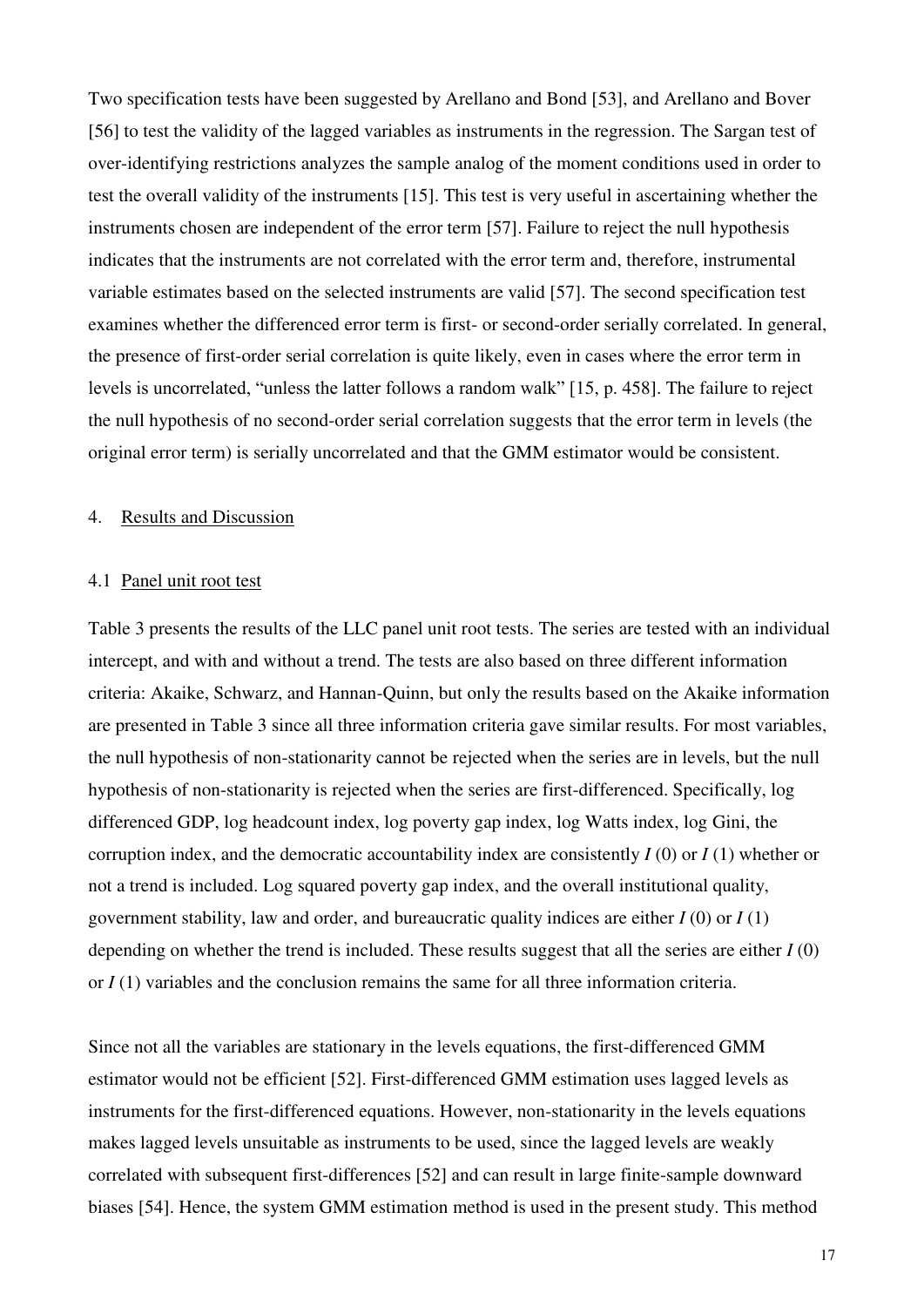Two specification tests have been suggested by Arellano and Bond [53], and Arellano and Bover [56] to test the validity of the lagged variables as instruments in the regression. The Sargan test of over-identifying restrictions analyzes the sample analog of the moment conditions used in order to test the overall validity of the instruments [15]. This test is very useful in ascertaining whether the instruments chosen are independent of the error term [57]. Failure to reject the null hypothesis indicates that the instruments are not correlated with the error term and, therefore, instrumental variable estimates based on the selected instruments are valid [57]. The second specification test examines whether the differenced error term is first- or second-order serially correlated. In general, the presence of first-order serial correlation is quite likely, even in cases where the error term in levels is uncorrelated, "unless the latter follows a random walk" [15, p. 458]. The failure to reject the null hypothesis of no second-order serial correlation suggests that the error term in levels (the original error term) is serially uncorrelated and that the GMM estimator would be consistent.

## 4. Results and Discussion

### 4.1 Panel unit root test

Table 3 presents the results of the LLC panel unit root tests. The series are tested with an individual intercept, and with and without a trend. The tests are also based on three different information criteria: Akaike, Schwarz, and Hannan-Quinn, but only the results based on the Akaike information are presented in Table 3 since all three information criteria gave similar results. For most variables, the null hypothesis of non-stationarity cannot be rejected when the series are in levels, but the null hypothesis of non-stationarity is rejected when the series are first-differenced. Specifically, log differenced GDP, log headcount index, log poverty gap index, log Watts index, log Gini, the corruption index, and the democratic accountability index are consistently $I(0)$ or $I(1)$ whether or not a trend is included. Log squared poverty gap index, and the overall institutional quality, government stability, law and order, and bureaucratic quality indices are either $I(0)$ or $I(1)$ depending on whether the trend is included. These results suggest that all the series are either $I(0)$ or $I(1)$ variables and the conclusion remains the same for all three information criteria.

Since not all the variables are stationary in the levels equations, the first-differenced GMM estimator would not be efficient [52]. First-differenced GMM estimation uses lagged levels as instruments for the first-differenced equations. However, non-stationarity in the levels equations makes lagged levels unsuitable as instruments to be used, since the lagged levels are weakly correlated with subsequent first-differences [52] and can result in large finite-sample downward biases [54]. Hence, the system GMM estimation method is used in the present study. This method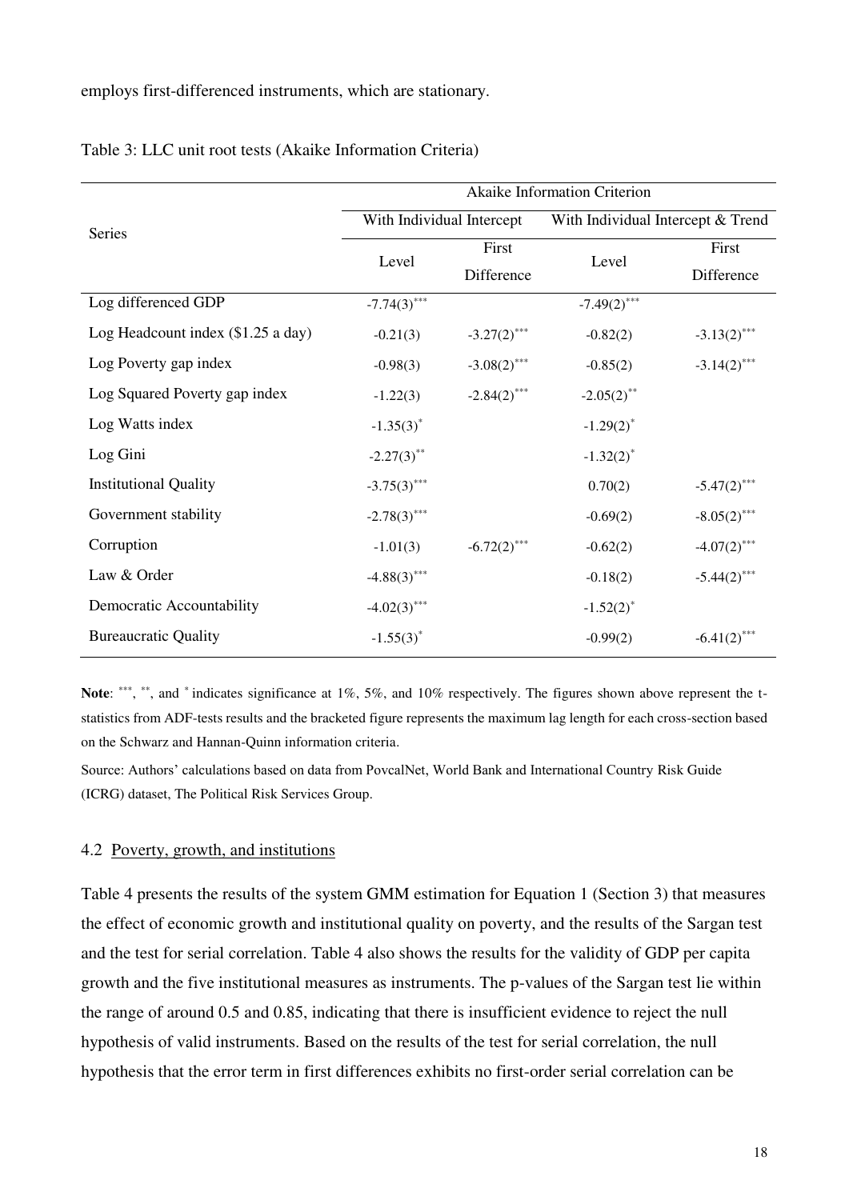employs first-differenced instruments, which are stationary.

Table 3: LLC unit root tests (Akaike Information Criteria)

| Series | Akaike Information Criterion | | | |
|---|---|---|---|---|
| | With Individual Intercept | | With Individual Intercept & Trend | |
| | Level | First Difference | Level | First Difference |
| Log differenced GDP | -7.74(3)*** | | -7.49(2)*** | |
| Log Headcount index ($1.25 a day) | -0.21(3) | -3.27(2)*** | -0.82(2) | -3.13(2)*** |
| Log Poverty gap index | -0.98(3) | -3.08(2)*** | -0.85(2) | -3.14(2)*** |
| Log Squared Poverty gap index | -1.22(3) | -2.84(2)*** | -2.05(2)** | |
| Log Watts index | -1.35(3)* | | -1.29(2)* | |
| Log Gini | -2.27(3)** | | -1.32(2)* | |
| Institutional Quality | -3.75(3)*** | | 0.70(2) | -5.47(2)*** |
| Government stability | -2.78(3)*** | | -0.69(2) | -8.05(2)*** |
| Corruption | -1.01(3) | -6.72(2)*** | -0.62(2) | -4.07(2)*** |
| Law & Order | -4.88(3)*** | | -0.18(2) | -5.44(2)*** |
| Democratic Accountability | -4.02(3)*** | | -1.52(2)* | |
| Bureaucratic Quality | -1.55(3)* | | -0.99(2) | -6.41(2)*** |

**Note**: ***, **, and * indicates significance at 1%, 5%, and 10% respectively. The figures shown above represent the t-statistics from ADF-tests results and the bracketed figure represents the maximum lag length for each cross-section based on the Schwarz and Hannan-Quinn information criteria.

Source: Authors' calculations based on data from PovcalNet, World Bank and International Country Risk Guide (ICRG) dataset, The Political Risk Services Group.

### 4.2 Poverty, growth, and institutions

Table 4 presents the results of the system GMM estimation for Equation 1 (Section 3) that measures the effect of economic growth and institutional quality on poverty, and the results of the Sargan test and the test for serial correlation. Table 4 also shows the results for the validity of GDP per capita growth and the five institutional measures as instruments. The p-values of the Sargan test lie within the range of around 0.5 and 0.85, indicating that there is insufficient evidence to reject the null hypothesis of valid instruments. Based on the results of the test for serial correlation, the null hypothesis that the error term in first differences exhibits no first-order serial correlation can be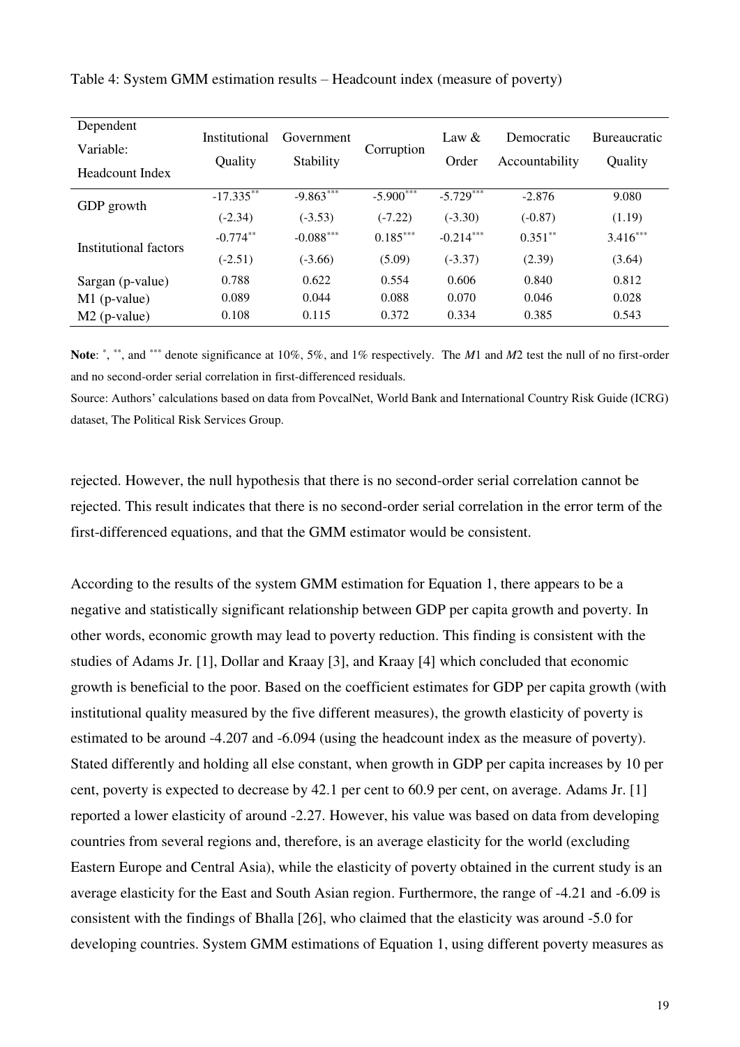Table 4: System GMM estimation results – Headcount index (measure of poverty)

| Dependent Variable: Headcount Index | Institutional Quality | Government Stability | Corruption | Law & Order | Democratic Accountability | Bureaucratic Quality |
|---|---|---|---|---|---|---|
| GDP growth | -17.335** | -9.863*** | -5.900*** | -5.729*** | -2.876 | 9.080 |
| | (-2.34) | (-3.53) | (-7.22) | (-3.30) | (-0.87) | (1.19) |
| Institutional factors | -0.774** | -0.088*** | 0.185*** | -0.214*** | 0.351** | 3.416*** |
| | (-2.51) | (-3.66) | (5.09) | (-3.37) | (2.39) | (3.64) |
| Sargan (p-value) | 0.788 | 0.622 | 0.554 | 0.606 | 0.840 | 0.812 |
| M1 (p-value) | 0.089 | 0.044 | 0.088 | 0.070 | 0.046 | 0.028 |
| M2 (p-value) | 0.108 | 0.115 | 0.372 | 0.334 | 0.385 | 0.543 |

**Note**: *, **, and *** denote significance at 10%, 5%, and 1% respectively. The *M*1 and *M*2 test the null of no first-order and no second-order serial correlation in first-differenced residuals.

Source: Authors' calculations based on data from PovcalNet, World Bank and International Country Risk Guide (ICRG) dataset, The Political Risk Services Group.

rejected. However, the null hypothesis that there is no second-order serial correlation cannot be rejected. This result indicates that there is no second-order serial correlation in the error term of the first-differenced equations, and that the GMM estimator would be consistent.

According to the results of the system GMM estimation for Equation 1, there appears to be a negative and statistically significant relationship between GDP per capita growth and poverty. In other words, economic growth may lead to poverty reduction. This finding is consistent with the studies of Adams Jr. [1], Dollar and Kraay [3], and Kraay [4] which concluded that economic growth is beneficial to the poor. Based on the coefficient estimates for GDP per capita growth (with institutional quality measured by the five different measures), the growth elasticity of poverty is estimated to be around -4.207 and -6.094 (using the headcount index as the measure of poverty). Stated differently and holding all else constant, when growth in GDP per capita increases by 10 per cent, poverty is expected to decrease by 42.1 per cent to 60.9 per cent, on average. Adams Jr. [1] reported a lower elasticity of around -2.27. However, his value was based on data from developing countries from several regions and, therefore, is an average elasticity for the world (excluding Eastern Europe and Central Asia), while the elasticity of poverty obtained in the current study is an average elasticity for the East and South Asian region. Furthermore, the range of -4.21 and -6.09 is consistent with the findings of Bhalla [26], who claimed that the elasticity was around -5.0 for developing countries. System GMM estimations of Equation 1, using different poverty measures as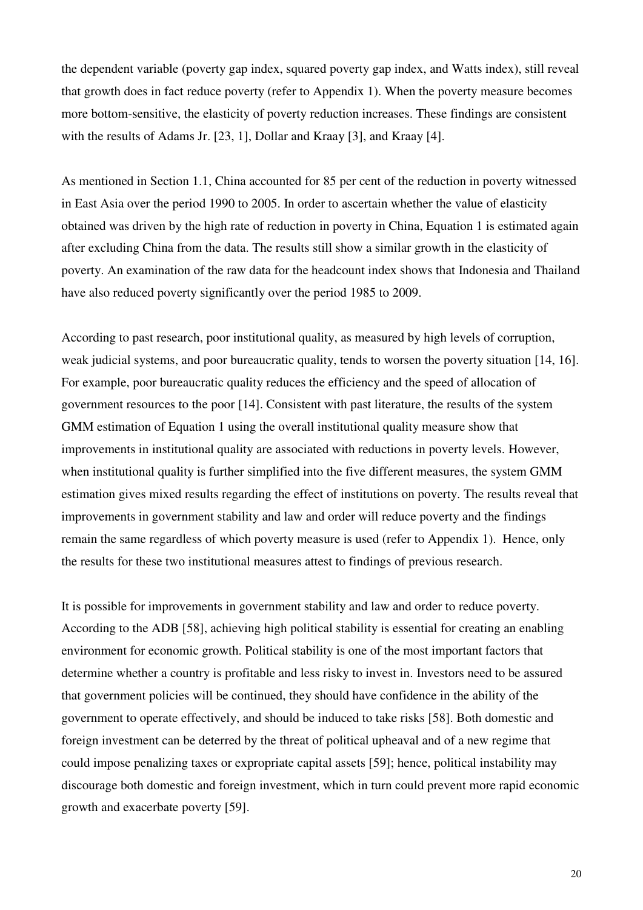the dependent variable (poverty gap index, squared poverty gap index, and Watts index), still reveal that growth does in fact reduce poverty (refer to Appendix 1). When the poverty measure becomes more bottom-sensitive, the elasticity of poverty reduction increases. These findings are consistent with the results of Adams Jr. [23, 1], Dollar and Kraay [3], and Kraay [4].

As mentioned in Section 1.1, China accounted for 85 per cent of the reduction in poverty witnessed in East Asia over the period 1990 to 2005. In order to ascertain whether the value of elasticity obtained was driven by the high rate of reduction in poverty in China, Equation 1 is estimated again after excluding China from the data. The results still show a similar growth in the elasticity of poverty. An examination of the raw data for the headcount index shows that Indonesia and Thailand have also reduced poverty significantly over the period 1985 to 2009.

According to past research, poor institutional quality, as measured by high levels of corruption, weak judicial systems, and poor bureaucratic quality, tends to worsen the poverty situation [14, 16]. For example, poor bureaucratic quality reduces the efficiency and the speed of allocation of government resources to the poor [14]. Consistent with past literature, the results of the system GMM estimation of Equation 1 using the overall institutional quality measure show that improvements in institutional quality are associated with reductions in poverty levels. However, when institutional quality is further simplified into the five different measures, the system GMM estimation gives mixed results regarding the effect of institutions on poverty. The results reveal that improvements in government stability and law and order will reduce poverty and the findings remain the same regardless of which poverty measure is used (refer to Appendix 1). Hence, only the results for these two institutional measures attest to findings of previous research.

It is possible for improvements in government stability and law and order to reduce poverty. According to the ADB [58], achieving high political stability is essential for creating an enabling environment for economic growth. Political stability is one of the most important factors that determine whether a country is profitable and less risky to invest in. Investors need to be assured that government policies will be continued, they should have confidence in the ability of the government to operate effectively, and should be induced to take risks [58]. Both domestic and foreign investment can be deterred by the threat of political upheaval and of a new regime that could impose penalizing taxes or expropriate capital assets [59]; hence, political instability may discourage both domestic and foreign investment, which in turn could prevent more rapid economic growth and exacerbate poverty [59].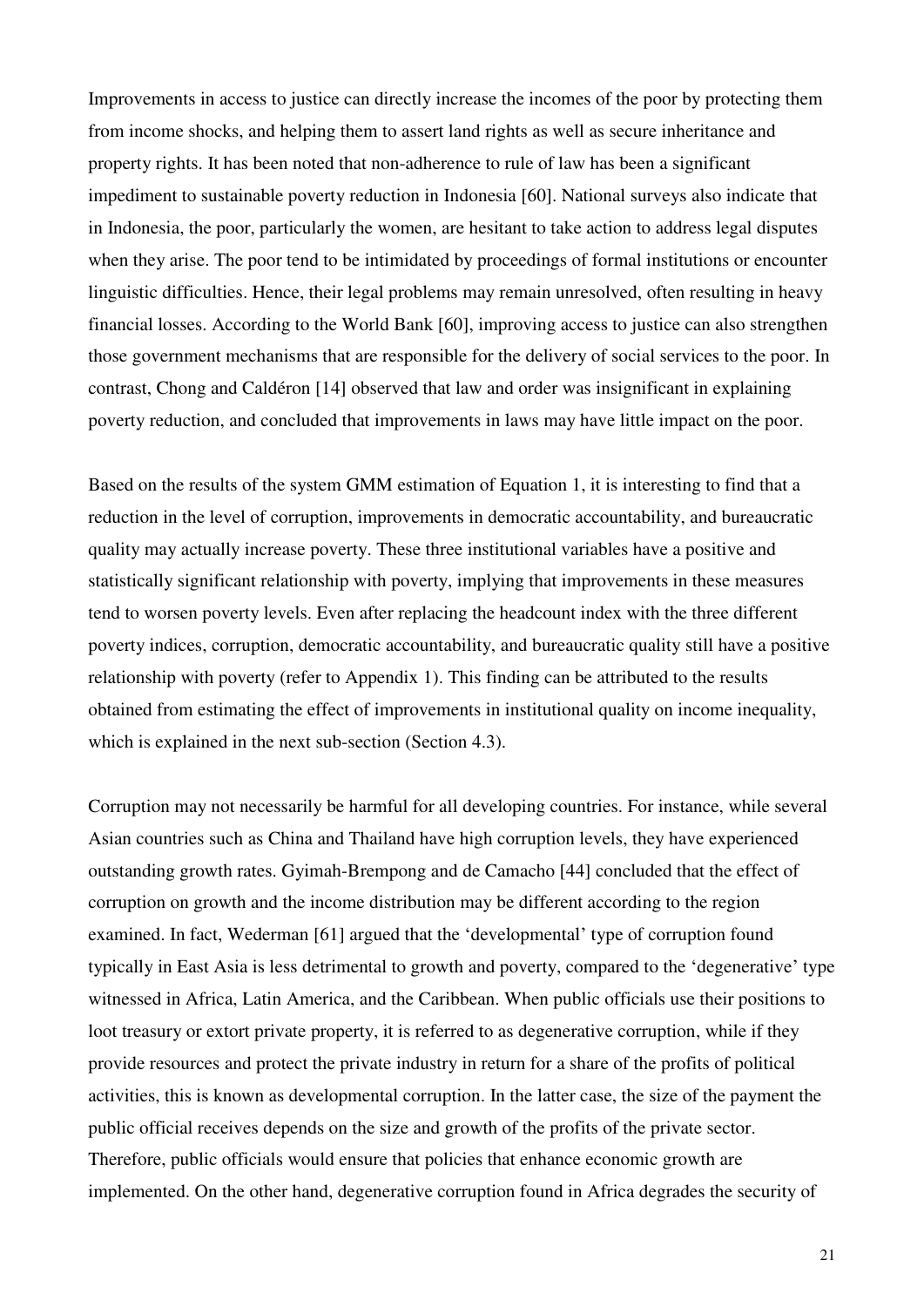Improvements in access to justice can directly increase the incomes of the poor by protecting them from income shocks, and helping them to assert land rights as well as secure inheritance and property rights. It has been noted that non-adherence to rule of law has been a significant impediment to sustainable poverty reduction in Indonesia [60]. National surveys also indicate that in Indonesia, the poor, particularly the women, are hesitant to take action to address legal disputes when they arise. The poor tend to be intimidated by proceedings of formal institutions or encounter linguistic difficulties. Hence, their legal problems may remain unresolved, often resulting in heavy financial losses. According to the World Bank [60], improving access to justice can also strengthen those government mechanisms that are responsible for the delivery of social services to the poor. In contrast, Chong and Caldéron [14] observed that law and order was insignificant in explaining poverty reduction, and concluded that improvements in laws may have little impact on the poor.

Based on the results of the system GMM estimation of Equation 1, it is interesting to find that a reduction in the level of corruption, improvements in democratic accountability, and bureaucratic quality may actually increase poverty. These three institutional variables have a positive and statistically significant relationship with poverty, implying that improvements in these measures tend to worsen poverty levels. Even after replacing the headcount index with the three different poverty indices, corruption, democratic accountability, and bureaucratic quality still have a positive relationship with poverty (refer to Appendix 1). This finding can be attributed to the results obtained from estimating the effect of improvements in institutional quality on income inequality, which is explained in the next sub-section (Section 4.3).

Corruption may not necessarily be harmful for all developing countries. For instance, while several Asian countries such as China and Thailand have high corruption levels, they have experienced outstanding growth rates. Gyimah-Brempong and de Camacho [44] concluded that the effect of corruption on growth and the income distribution may be different according to the region examined. In fact, Wederman [61] argued that the 'developmental' type of corruption found typically in East Asia is less detrimental to growth and poverty, compared to the 'degenerative' type witnessed in Africa, Latin America, and the Caribbean. When public officials use their positions to loot treasury or extort private property, it is referred to as degenerative corruption, while if they provide resources and protect the private industry in return for a share of the profits of political activities, this is known as developmental corruption. In the latter case, the size of the payment the public official receives depends on the size and growth of the profits of the private sector. Therefore, public officials would ensure that policies that enhance economic growth are implemented. On the other hand, degenerative corruption found in Africa degrades the security of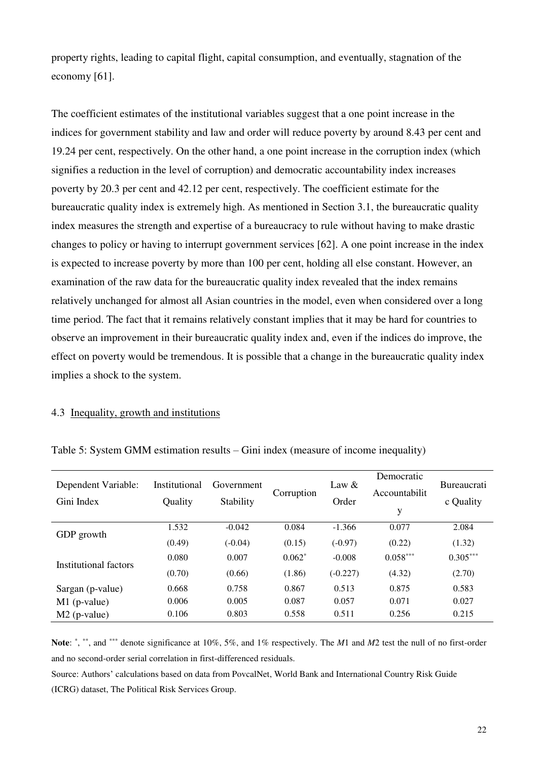property rights, leading to capital flight, capital consumption, and eventually, stagnation of the economy [61].

The coefficient estimates of the institutional variables suggest that a one point increase in the indices for government stability and law and order will reduce poverty by around 8.43 per cent and 19.24 per cent, respectively. On the other hand, a one point increase in the corruption index (which signifies a reduction in the level of corruption) and democratic accountability index increases poverty by 20.3 per cent and 42.12 per cent, respectively. The coefficient estimate for the bureaucratic quality index is extremely high. As mentioned in Section 3.1, the bureaucratic quality index measures the strength and expertise of a bureaucracy to rule without having to make drastic changes to policy or having to interrupt government services [62]. A one point increase in the index is expected to increase poverty by more than 100 per cent, holding all else constant. However, an examination of the raw data for the bureaucratic quality index revealed that the index remains relatively unchanged for almost all Asian countries in the model, even when considered over a long time period. The fact that it remains relatively constant implies that it may be hard for countries to observe an improvement in their bureaucratic quality index and, even if the indices do improve, the effect on poverty would be tremendous. It is possible that a change in the bureaucratic quality index implies a shock to the system.

### 4.3 Inequality, growth and institutions

Table 5: System GMM estimation results – Gini index (measure of income inequality)

| Dependent Variable: Gini Index | Institutional Quality | Government Stability | Corruption | Law & Order | Democratic Accountability | Bureaucratic Quality |
|---|---|---|---|---|---|---|
| GDP growth | 1.532 | -0.042 | 0.084 | -1.366 | 0.077 | 2.084 |
| | (0.49) | (-0.04) | (0.15) | (-0.97) | (0.22) | (1.32) |
| Institutional factors | 0.080 | 0.007 | 0.062* | -0.008 | 0.058*** | 0.305*** |
| | (0.70) | (0.66) | (1.86) | (-0.227) | (4.32) | (2.70) |
| Sargan (p-value) | 0.668 | 0.758 | 0.867 | 0.513 | 0.875 | 0.583 |
| M1 (p-value) | 0.006 | 0.005 | 0.087 | 0.057 | 0.071 | 0.027 |
| M2 (p-value) | 0.106 | 0.803 | 0.558 | 0.511 | 0.256 | 0.215 |

**Note**: *, **, and *** denote significance at 10%, 5%, and 1% respectively. The *M*1 and *M*2 test the null of no first-order and no second-order serial correlation in first-differenced residuals.

Source: Authors' calculations based on data from PovcalNet, World Bank and International Country Risk Guide (ICRG) dataset, The Political Risk Services Group.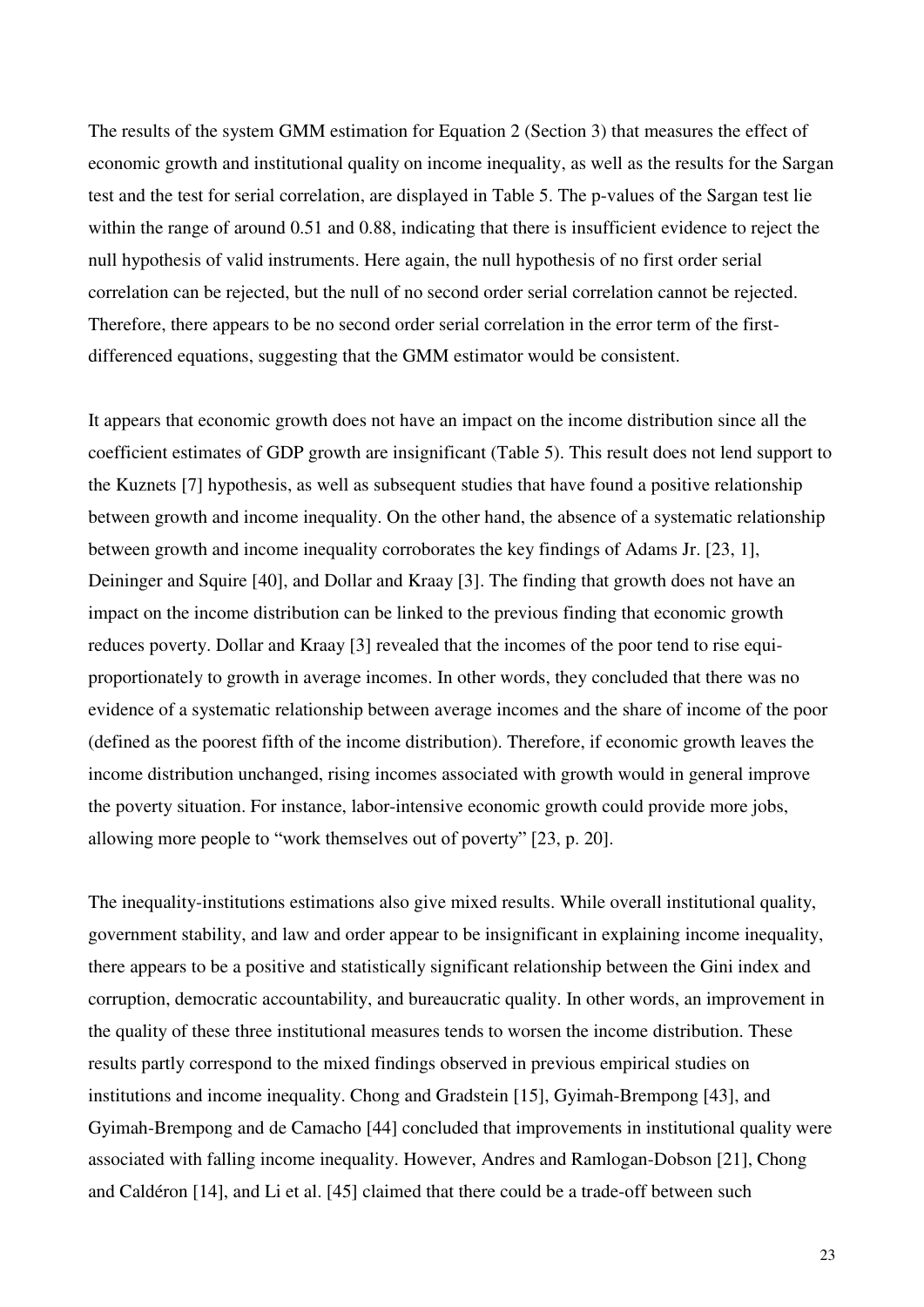The results of the system GMM estimation for Equation 2 (Section 3) that measures the effect of economic growth and institutional quality on income inequality, as well as the results for the Sargan test and the test for serial correlation, are displayed in Table 5. The p-values of the Sargan test lie within the range of around 0.51 and 0.88, indicating that there is insufficient evidence to reject the null hypothesis of valid instruments. Here again, the null hypothesis of no first order serial correlation can be rejected, but the null of no second order serial correlation cannot be rejected. Therefore, there appears to be no second order serial correlation in the error term of the first-differenced equations, suggesting that the GMM estimator would be consistent.

It appears that economic growth does not have an impact on the income distribution since all the coefficient estimates of GDP growth are insignificant (Table 5). This result does not lend support to the Kuznets [7] hypothesis, as well as subsequent studies that have found a positive relationship between growth and income inequality. On the other hand, the absence of a systematic relationship between growth and income inequality corroborates the key findings of Adams Jr. [23, 1], Deininger and Squire [40], and Dollar and Kraay [3]. The finding that growth does not have an impact on the income distribution can be linked to the previous finding that economic growth reduces poverty. Dollar and Kraay [3] revealed that the incomes of the poor tend to rise equi-proportionately to growth in average incomes. In other words, they concluded that there was no evidence of a systematic relationship between average incomes and the share of income of the poor (defined as the poorest fifth of the income distribution). Therefore, if economic growth leaves the income distribution unchanged, rising incomes associated with growth would in general improve the poverty situation. For instance, labor-intensive economic growth could provide more jobs, allowing more people to "work themselves out of poverty" [23, p. 20].

The inequality-institutions estimations also give mixed results. While overall institutional quality, government stability, and law and order appear to be insignificant in explaining income inequality, there appears to be a positive and statistically significant relationship between the Gini index and corruption, democratic accountability, and bureaucratic quality. In other words, an improvement in the quality of these three institutional measures tends to worsen the income distribution. These results partly correspond to the mixed findings observed in previous empirical studies on institutions and income inequality. Chong and Gradstein [15], Gyimah-Brempong [43], and Gyimah-Brempong and de Camacho [44] concluded that improvements in institutional quality were associated with falling income inequality. However, Andres and Ramlogan-Dobson [21], Chong and Caldéron [14], and Li et al. [45] claimed that there could be a trade-off between such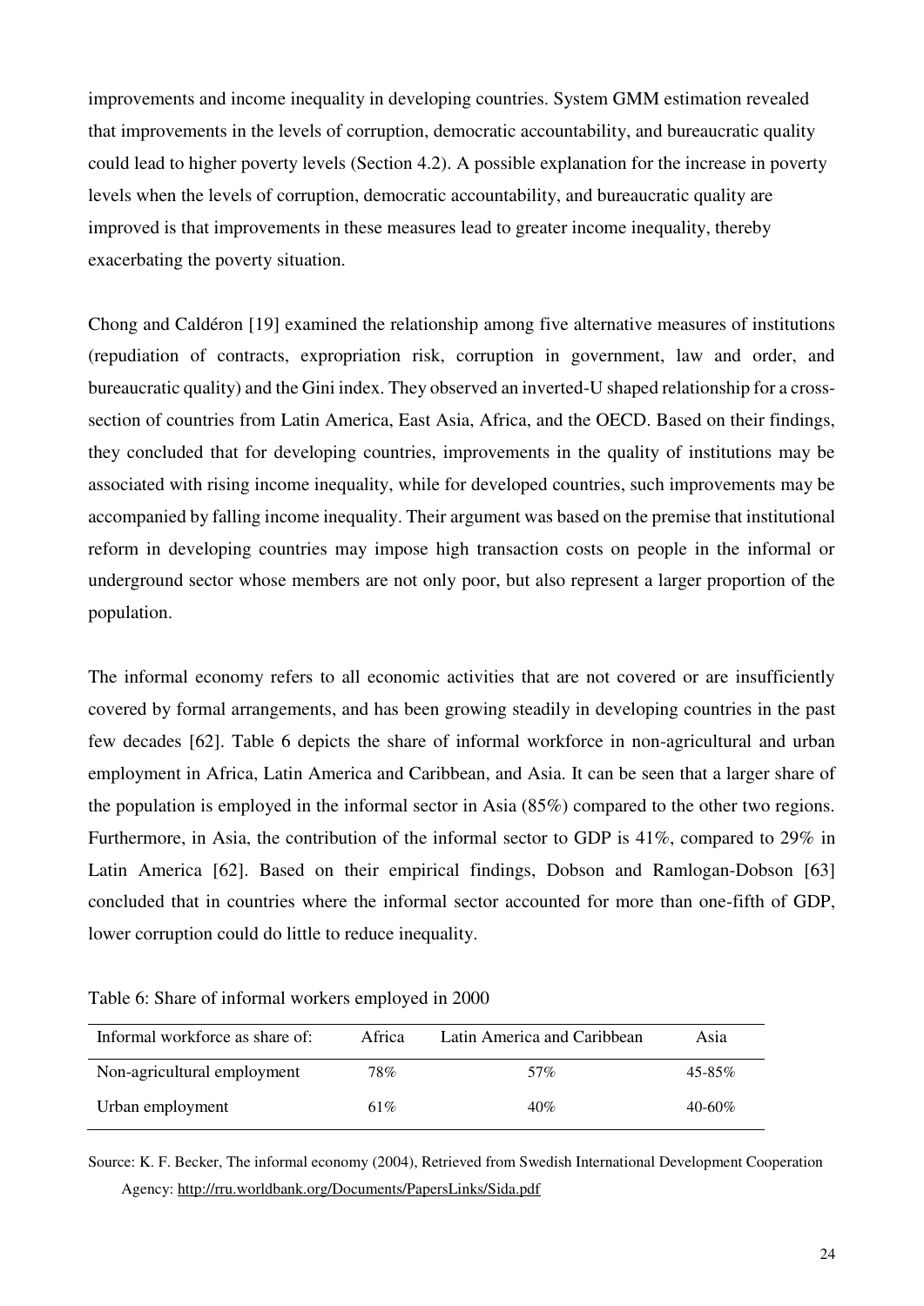improvements and income inequality in developing countries. System GMM estimation revealed that improvements in the levels of corruption, democratic accountability, and bureaucratic quality could lead to higher poverty levels (Section 4.2). A possible explanation for the increase in poverty levels when the levels of corruption, democratic accountability, and bureaucratic quality are improved is that improvements in these measures lead to greater income inequality, thereby exacerbating the poverty situation.

Chong and Caldéron [19] examined the relationship among five alternative measures of institutions (repudiation of contracts, expropriation risk, corruption in government, law and order, and bureaucratic quality) and the Gini index. They observed an inverted-U shaped relationship for a cross-section of countries from Latin America, East Asia, Africa, and the OECD. Based on their findings, they concluded that for developing countries, improvements in the quality of institutions may be associated with rising income inequality, while for developed countries, such improvements may be accompanied by falling income inequality. Their argument was based on the premise that institutional reform in developing countries may impose high transaction costs on people in the informal or underground sector whose members are not only poor, but also represent a larger proportion of the population.

The informal economy refers to all economic activities that are not covered or are insufficiently covered by formal arrangements, and has been growing steadily in developing countries in the past few decades [62]. Table 6 depicts the share of informal workforce in non-agricultural and urban employment in Africa, Latin America and Caribbean, and Asia. It can be seen that a larger share of the population is employed in the informal sector in Asia (85%) compared to the other two regions. Furthermore, in Asia, the contribution of the informal sector to GDP is 41%, compared to 29% in Latin America [62]. Based on their empirical findings, Dobson and Ramlogan-Dobson [63] concluded that in countries where the informal sector accounted for more than one-fifth of GDP, lower corruption could do little to reduce inequality.

Table 6: Share of informal workers employed in 2000

| Informal workforce as share of: | Africa | Latin America and Caribbean | Asia |
|---|---|---|---|
| Non-agricultural employment | 78% | 57% | 45-85% |
| Urban employment | 61% | 40% | 40-60% |

Source: K. F. Becker, The informal economy (2004), Retrieved from Swedish International Development Cooperation Agency: http://rru.worldbank.org/Documents/PapersLinks/Sida.pdf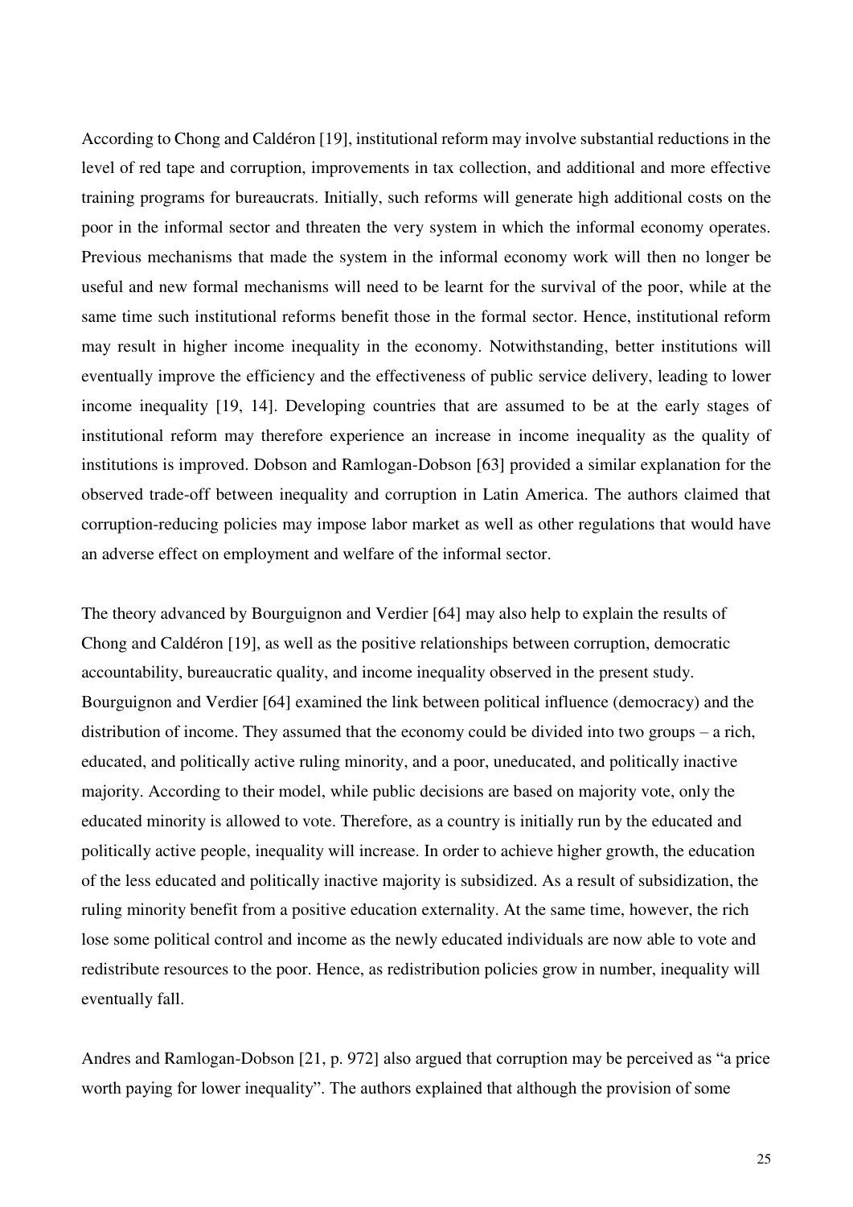According to Chong and Caldéron [19], institutional reform may involve substantial reductions in the level of red tape and corruption, improvements in tax collection, and additional and more effective training programs for bureaucrats. Initially, such reforms will generate high additional costs on the poor in the informal sector and threaten the very system in which the informal economy operates. Previous mechanisms that made the system in the informal economy work will then no longer be useful and new formal mechanisms will need to be learnt for the survival of the poor, while at the same time such institutional reforms benefit those in the formal sector. Hence, institutional reform may result in higher income inequality in the economy. Notwithstanding, better institutions will eventually improve the efficiency and the effectiveness of public service delivery, leading to lower income inequality [19, 14]. Developing countries that are assumed to be at the early stages of institutional reform may therefore experience an increase in income inequality as the quality of institutions is improved. Dobson and Ramlogan-Dobson [63] provided a similar explanation for the observed trade-off between inequality and corruption in Latin America. The authors claimed that corruption-reducing policies may impose labor market as well as other regulations that would have an adverse effect on employment and welfare of the informal sector.

The theory advanced by Bourguignon and Verdier [64] may also help to explain the results of Chong and Caldéron [19], as well as the positive relationships between corruption, democratic accountability, bureaucratic quality, and income inequality observed in the present study. Bourguignon and Verdier [64] examined the link between political influence (democracy) and the distribution of income. They assumed that the economy could be divided into two groups – a rich, educated, and politically active ruling minority, and a poor, uneducated, and politically inactive majority. According to their model, while public decisions are based on majority vote, only the educated minority is allowed to vote. Therefore, as a country is initially run by the educated and politically active people, inequality will increase. In order to achieve higher growth, the education of the less educated and politically inactive majority is subsidized. As a result of subsidization, the ruling minority benefit from a positive education externality. At the same time, however, the rich lose some political control and income as the newly educated individuals are now able to vote and redistribute resources to the poor. Hence, as redistribution policies grow in number, inequality will eventually fall.

Andres and Ramlogan-Dobson [21, p. 972] also argued that corruption may be perceived as "a price worth paying for lower inequality". The authors explained that although the provision of some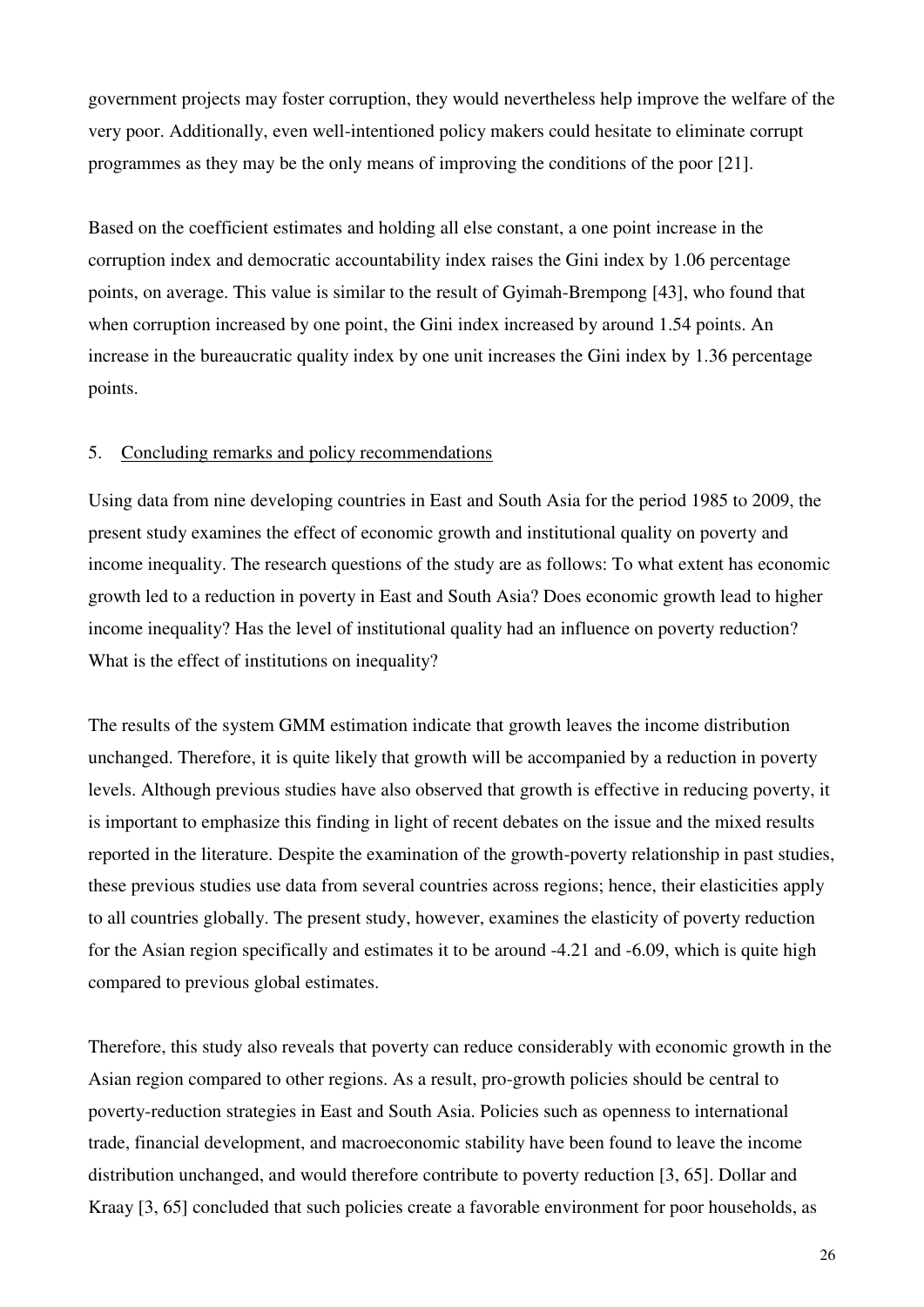government projects may foster corruption, they would nevertheless help improve the welfare of the very poor. Additionally, even well-intentioned policy makers could hesitate to eliminate corrupt programmes as they may be the only means of improving the conditions of the poor [21].

Based on the coefficient estimates and holding all else constant, a one point increase in the corruption index and democratic accountability index raises the Gini index by 1.06 percentage points, on average. This value is similar to the result of Gyimah-Brempong [43], who found that when corruption increased by one point, the Gini index increased by around 1.54 points. An increase in the bureaucratic quality index by one unit increases the Gini index by 1.36 percentage points.

## 5. Concluding remarks and policy recommendations

Using data from nine developing countries in East and South Asia for the period 1985 to 2009, the present study examines the effect of economic growth and institutional quality on poverty and income inequality. The research questions of the study are as follows: To what extent has economic growth led to a reduction in poverty in East and South Asia? Does economic growth lead to higher income inequality? Has the level of institutional quality had an influence on poverty reduction? What is the effect of institutions on inequality?

The results of the system GMM estimation indicate that growth leaves the income distribution unchanged. Therefore, it is quite likely that growth will be accompanied by a reduction in poverty levels. Although previous studies have also observed that growth is effective in reducing poverty, it is important to emphasize this finding in light of recent debates on the issue and the mixed results reported in the literature. Despite the examination of the growth-poverty relationship in past studies, these previous studies use data from several countries across regions; hence, their elasticities apply to all countries globally. The present study, however, examines the elasticity of poverty reduction for the Asian region specifically and estimates it to be around -4.21 and -6.09, which is quite high compared to previous global estimates.

Therefore, this study also reveals that poverty can reduce considerably with economic growth in the Asian region compared to other regions. As a result, pro-growth policies should be central to poverty-reduction strategies in East and South Asia. Policies such as openness to international trade, financial development, and macroeconomic stability have been found to leave the income distribution unchanged, and would therefore contribute to poverty reduction [3, 65]. Dollar and Kraay [3, 65] concluded that such policies create a favorable environment for poor households, as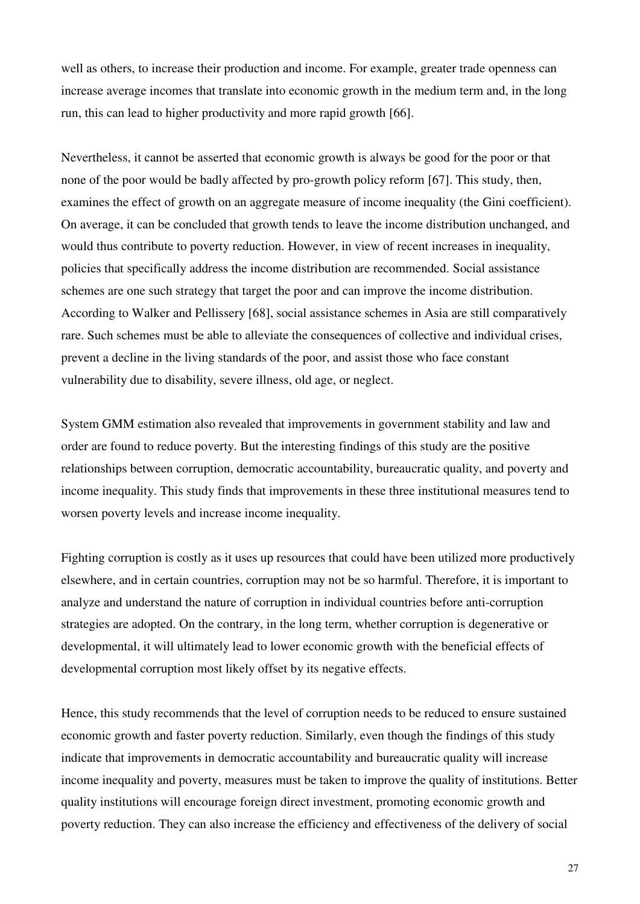well as others, to increase their production and income. For example, greater trade openness can increase average incomes that translate into economic growth in the medium term and, in the long run, this can lead to higher productivity and more rapid growth [66].

Nevertheless, it cannot be asserted that economic growth is always be good for the poor or that none of the poor would be badly affected by pro-growth policy reform [67]. This study, then, examines the effect of growth on an aggregate measure of income inequality (the Gini coefficient). On average, it can be concluded that growth tends to leave the income distribution unchanged, and would thus contribute to poverty reduction. However, in view of recent increases in inequality, policies that specifically address the income distribution are recommended. Social assistance schemes are one such strategy that target the poor and can improve the income distribution. According to Walker and Pellissery [68], social assistance schemes in Asia are still comparatively rare. Such schemes must be able to alleviate the consequences of collective and individual crises, prevent a decline in the living standards of the poor, and assist those who face constant vulnerability due to disability, severe illness, old age, or neglect.

System GMM estimation also revealed that improvements in government stability and law and order are found to reduce poverty. But the interesting findings of this study are the positive relationships between corruption, democratic accountability, bureaucratic quality, and poverty and income inequality. This study finds that improvements in these three institutional measures tend to worsen poverty levels and increase income inequality.

Fighting corruption is costly as it uses up resources that could have been utilized more productively elsewhere, and in certain countries, corruption may not be so harmful. Therefore, it is important to analyze and understand the nature of corruption in individual countries before anti-corruption strategies are adopted. On the contrary, in the long term, whether corruption is degenerative or developmental, it will ultimately lead to lower economic growth with the beneficial effects of developmental corruption most likely offset by its negative effects.

Hence, this study recommends that the level of corruption needs to be reduced to ensure sustained economic growth and faster poverty reduction. Similarly, even though the findings of this study indicate that improvements in democratic accountability and bureaucratic quality will increase income inequality and poverty, measures must be taken to improve the quality of institutions. Better quality institutions will encourage foreign direct investment, promoting economic growth and poverty reduction. They can also increase the efficiency and effectiveness of the delivery of social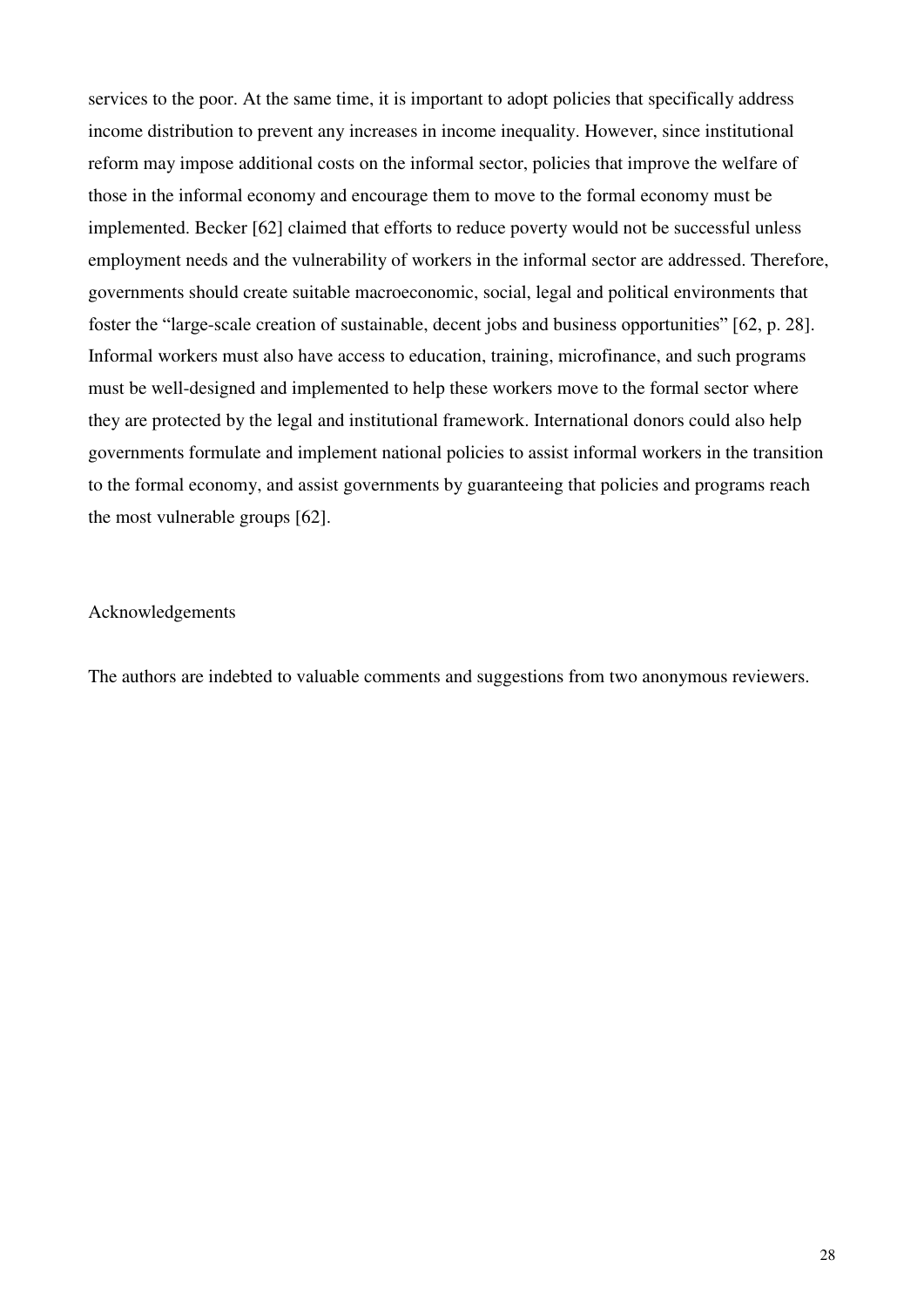services to the poor. At the same time, it is important to adopt policies that specifically address income distribution to prevent any increases in income inequality. However, since institutional reform may impose additional costs on the informal sector, policies that improve the welfare of those in the informal economy and encourage them to move to the formal economy must be implemented. Becker [62] claimed that efforts to reduce poverty would not be successful unless employment needs and the vulnerability of workers in the informal sector are addressed. Therefore, governments should create suitable macroeconomic, social, legal and political environments that foster the "large-scale creation of sustainable, decent jobs and business opportunities" [62, p. 28]. Informal workers must also have access to education, training, microfinance, and such programs must be well-designed and implemented to help these workers move to the formal sector where they are protected by the legal and institutional framework. International donors could also help governments formulate and implement national policies to assist informal workers in the transition to the formal economy, and assist governments by guaranteeing that policies and programs reach the most vulnerable groups [62].

## Acknowledgements

The authors are indebted to valuable comments and suggestions from two anonymous reviewers.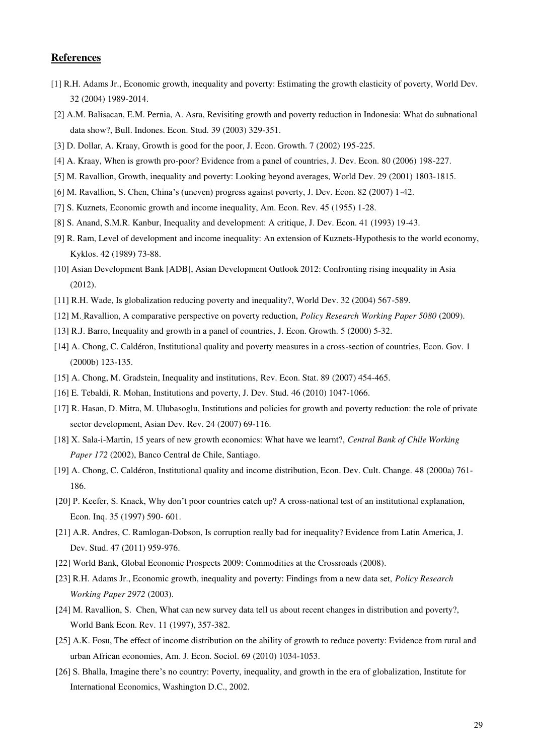## References

[1] R.H. Adams Jr., Economic growth, inequality and poverty: Estimating the growth elasticity of poverty, World Dev. 32 (2004) 1989-2014.

[2] A.M. Balisacan, E.M. Pernia, A. Asra, Revisiting growth and poverty reduction in Indonesia: What do subnational data show?, Bull. Indones. Econ. Stud. 39 (2003) 329-351.

[3] D. Dollar, A. Kraay, Growth is good for the poor, J. Econ. Growth. 7 (2002) 195-225.

[4] A. Kraay, When is growth pro-poor? Evidence from a panel of countries, J. Dev. Econ. 80 (2006) 198-227.

[5] M. Ravallion, Growth, inequality and poverty: Looking beyond averages, World Dev. 29 (2001) 1803-1815.

[6] M. Ravallion, S. Chen, China's (uneven) progress against poverty, J. Dev. Econ. 82 (2007) 1-42.

[7] S. Kuznets, Economic growth and income inequality, Am. Econ. Rev. 45 (1955) 1-28.

[8] S. Anand, S.M.R. Kanbur, Inequality and development: A critique, J. Dev. Econ. 41 (1993) 19-43.

[9] R. Ram, Level of development and income inequality: An extension of Kuznets-Hypothesis to the world economy, Kyklos. 42 (1989) 73-88.

[10] Asian Development Bank [ADB], Asian Development Outlook 2012: Confronting rising inequality in Asia (2012).

[11] R.H. Wade, Is globalization reducing poverty and inequality?, World Dev. 32 (2004) 567-589.

[12] M. Ravallion, A comparative perspective on poverty reduction, *Policy Research Working Paper 5080* (2009).

[13] R.J. Barro, Inequality and growth in a panel of countries, J. Econ. Growth. 5 (2000) 5-32.

[14] A. Chong, C. Caldéron, Institutional quality and poverty measures in a cross-section of countries, Econ. Gov. 1 (2000b) 123-135.

[15] A. Chong, M. Gradstein, Inequality and institutions, Rev. Econ. Stat. 89 (2007) 454-465.

[16] E. Tebaldi, R. Mohan, Institutions and poverty, J. Dev. Stud. 46 (2010) 1047-1066.

[17] R. Hasan, D. Mitra, M. Ulubasoglu, Institutions and policies for growth and poverty reduction: the role of private sector development, Asian Dev. Rev. 24 (2007) 69-116.

[18] X. Sala-i-Martin, 15 years of new growth economics: What have we learnt?, *Central Bank of Chile Working Paper 172* (2002), Banco Central de Chile, Santiago.

[19] A. Chong, C. Caldéron, Institutional quality and income distribution, Econ. Dev. Cult. Change. 48 (2000a) 761-186.

[20] P. Keefer, S. Knack, Why don't poor countries catch up? A cross-national test of an institutional explanation, Econ. Inq. 35 (1997) 590- 601.

[21] A.R. Andres, C. Ramlogan-Dobson, Is corruption really bad for inequality? Evidence from Latin America, J. Dev. Stud. 47 (2011) 959-976.

[22] World Bank, Global Economic Prospects 2009: Commodities at the Crossroads (2008).

[23] R.H. Adams Jr., Economic growth, inequality and poverty: Findings from a new data set, *Policy Research Working Paper 2972* (2003).

[24] M. Ravallion, S. Chen, What can new survey data tell us about recent changes in distribution and poverty?, World Bank Econ. Rev. 11 (1997), 357-382.

[25] A.K. Fosu, The effect of income distribution on the ability of growth to reduce poverty: Evidence from rural and urban African economies, Am. J. Econ. Sociol. 69 (2010) 1034-1053.

[26] S. Bhalla, Imagine there's no country: Poverty, inequality, and growth in the era of globalization, Institute for International Economics, Washington D.C., 2002.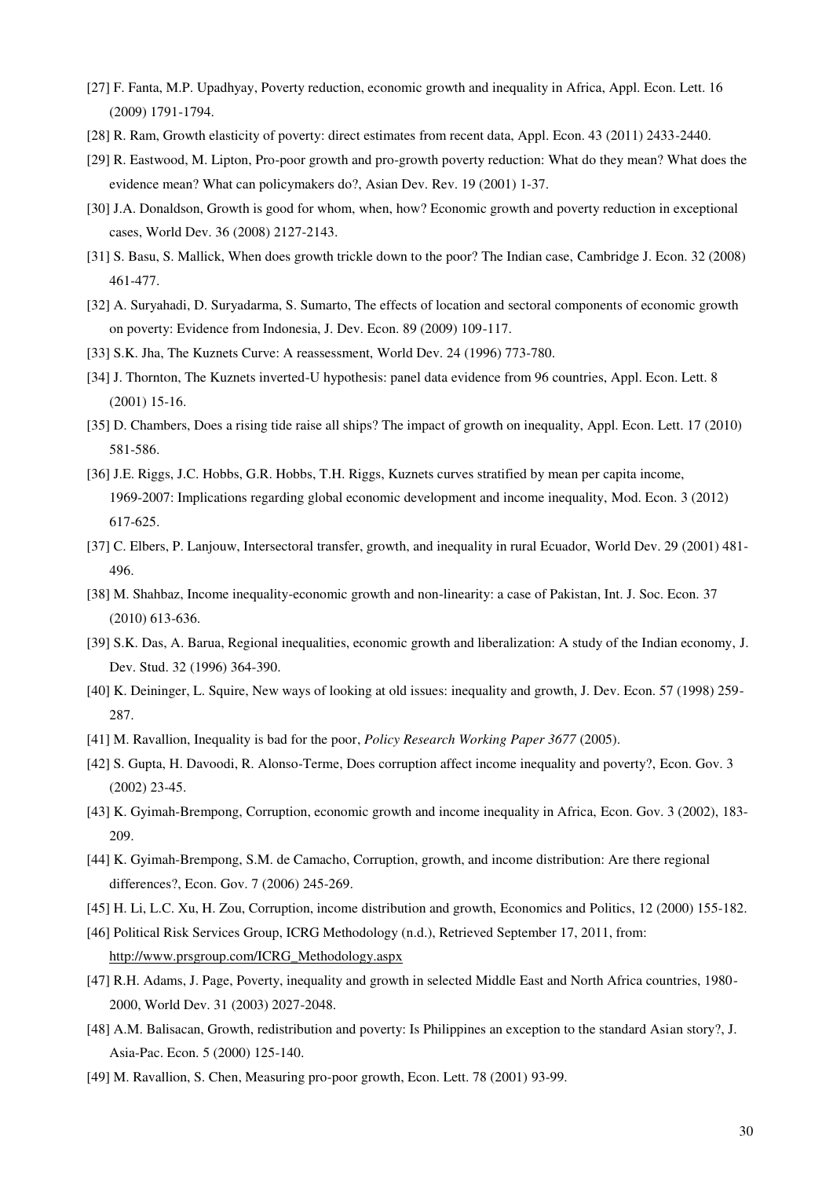[27] F. Fanta, M.P. Upadhyay, Poverty reduction, economic growth and inequality in Africa, Appl. Econ. Lett. 16 (2009) 1791-1794.

[28] R. Ram, Growth elasticity of poverty: direct estimates from recent data, Appl. Econ. 43 (2011) 2433-2440.

[29] R. Eastwood, M. Lipton, Pro-poor growth and pro-growth poverty reduction: What do they mean? What does the evidence mean? What can policymakers do?, Asian Dev. Rev. 19 (2001) 1-37.

[30] J.A. Donaldson, Growth is good for whom, when, how? Economic growth and poverty reduction in exceptional cases, World Dev. 36 (2008) 2127-2143.

[31] S. Basu, S. Mallick, When does growth trickle down to the poor? The Indian case, Cambridge J. Econ. 32 (2008) 461-477.

[32] A. Suryahadi, D. Suryadarma, S. Sumarto, The effects of location and sectoral components of economic growth on poverty: Evidence from Indonesia, J. Dev. Econ. 89 (2009) 109-117.

[33] S.K. Jha, The Kuznets Curve: A reassessment, World Dev. 24 (1996) 773-780.

[34] J. Thornton, The Kuznets inverted-U hypothesis: panel data evidence from 96 countries, Appl. Econ. Lett. 8 (2001) 15-16.

[35] D. Chambers, Does a rising tide raise all ships? The impact of growth on inequality, Appl. Econ. Lett. 17 (2010) 581-586.

[36] J.E. Riggs, J.C. Hobbs, G.R. Hobbs, T.H. Riggs, Kuznets curves stratified by mean per capita income, 1969-2007: Implications regarding global economic development and income inequality, Mod. Econ. 3 (2012) 617-625.

[37] C. Elbers, P. Lanjouw, Intersectoral transfer, growth, and inequality in rural Ecuador, World Dev. 29 (2001) 481-496.

[38] M. Shahbaz, Income inequality-economic growth and non-linearity: a case of Pakistan, Int. J. Soc. Econ. 37 (2010) 613-636.

[39] S.K. Das, A. Barua, Regional inequalities, economic growth and liberalization: A study of the Indian economy, J. Dev. Stud. 32 (1996) 364-390.

[40] K. Deininger, L. Squire, New ways of looking at old issues: inequality and growth, J. Dev. Econ. 57 (1998) 259-287.

[41] M. Ravallion, Inequality is bad for the poor, *Policy Research Working Paper 3677* (2005).

[42] S. Gupta, H. Davoodi, R. Alonso-Terme, Does corruption affect income inequality and poverty?, Econ. Gov. 3 (2002) 23-45.

[43] K. Gyimah-Brempong, Corruption, economic growth and income inequality in Africa, Econ. Gov. 3 (2002), 183-209.

[44] K. Gyimah-Brempong, S.M. de Camacho, Corruption, growth, and income distribution: Are there regional differences?, Econ. Gov. 7 (2006) 245-269.

[45] H. Li, L.C. Xu, H. Zou, Corruption, income distribution and growth, Economics and Politics, 12 (2000) 155-182.

[46] Political Risk Services Group, ICRG Methodology (n.d.), Retrieved September 17, 2011, from: http://www.prsgroup.com/ICRG_Methodology.aspx

[47] R.H. Adams, J. Page, Poverty, inequality and growth in selected Middle East and North Africa countries, 1980-2000, World Dev. 31 (2003) 2027-2048.

[48] A.M. Balisacan, Growth, redistribution and poverty: Is Philippines an exception to the standard Asian story?, J. Asia-Pac. Econ. 5 (2000) 125-140.

[49] M. Ravallion, S. Chen, Measuring pro-poor growth, Econ. Lett. 78 (2001) 93-99.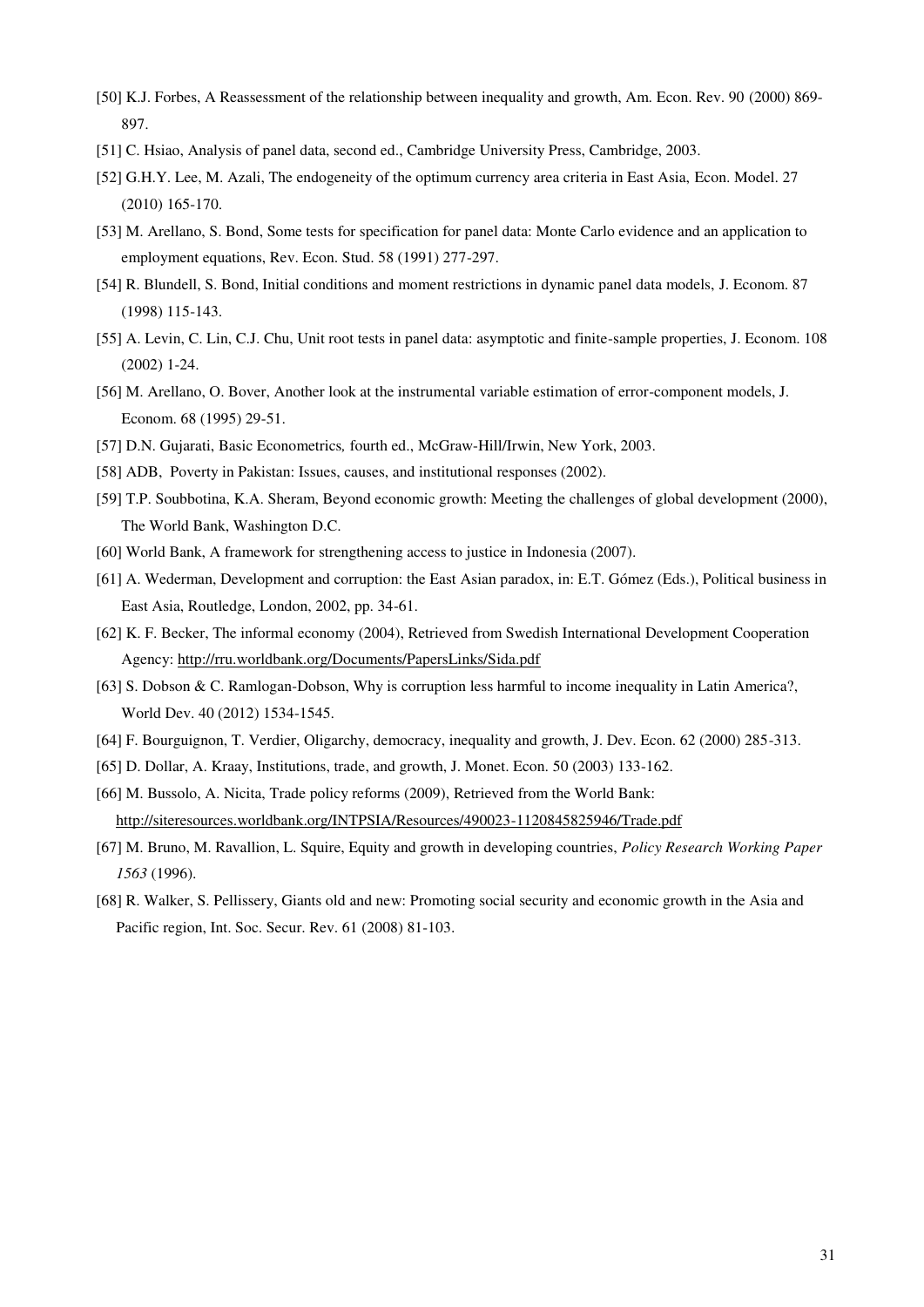[50] K.J. Forbes, A Reassessment of the relationship between inequality and growth, Am. Econ. Rev. 90 (2000) 869-897.

[51] C. Hsiao, Analysis of panel data, second ed., Cambridge University Press, Cambridge, 2003.

[52] G.H.Y. Lee, M. Azali, The endogeneity of the optimum currency area criteria in East Asia, Econ. Model. 27 (2010) 165-170.

[53] M. Arellano, S. Bond, Some tests for specification for panel data: Monte Carlo evidence and an application to employment equations, Rev. Econ. Stud. 58 (1991) 277-297.

[54] R. Blundell, S. Bond, Initial conditions and moment restrictions in dynamic panel data models, J. Econom. 87 (1998) 115-143.

[55] A. Levin, C. Lin, C.J. Chu, Unit root tests in panel data: asymptotic and finite-sample properties, J. Econom. 108 (2002) 1-24.

[56] M. Arellano, O. Bover, Another look at the instrumental variable estimation of error-component models, J. Econom. 68 (1995) 29-51.

[57] D.N. Gujarati, Basic Econometrics*,* fourth ed., McGraw-Hill/Irwin, New York, 2003.

[58] ADB, Poverty in Pakistan: Issues, causes, and institutional responses (2002).

[59] T.P. Soubbotina, K.A. Sheram, Beyond economic growth: Meeting the challenges of global development (2000), The World Bank, Washington D.C.

[60] World Bank, A framework for strengthening access to justice in Indonesia (2007).

[61] A. Wederman, Development and corruption: the East Asian paradox, in: E.T. Gómez (Eds.), Political business in East Asia, Routledge, London, 2002, pp. 34-61.

[62] K. F. Becker, The informal economy (2004), Retrieved from Swedish International Development Cooperation Agency: http://rru.worldbank.org/Documents/PapersLinks/Sida.pdf

[63] S. Dobson & C. Ramlogan-Dobson, Why is corruption less harmful to income inequality in Latin America?, World Dev. 40 (2012) 1534-1545.

[64] F. Bourguignon, T. Verdier, Oligarchy, democracy, inequality and growth, J. Dev. Econ. 62 (2000) 285-313.

[65] D. Dollar, A. Kraay, Institutions, trade, and growth, J. Monet. Econ. 50 (2003) 133-162.

[66] M. Bussolo, A. Nicita, Trade policy reforms (2009), Retrieved from the World Bank: http://siteresources.worldbank.org/INTPSIA/Resources/490023-1120845825946/Trade.pdf

[67] M. Bruno, M. Ravallion, L. Squire, Equity and growth in developing countries, *Policy Research Working Paper 1563* (1996).

[68] R. Walker, S. Pellissery, Giants old and new: Promoting social security and economic growth in the Asia and Pacific region, Int. Soc. Secur. Rev. 61 (2008) 81-103.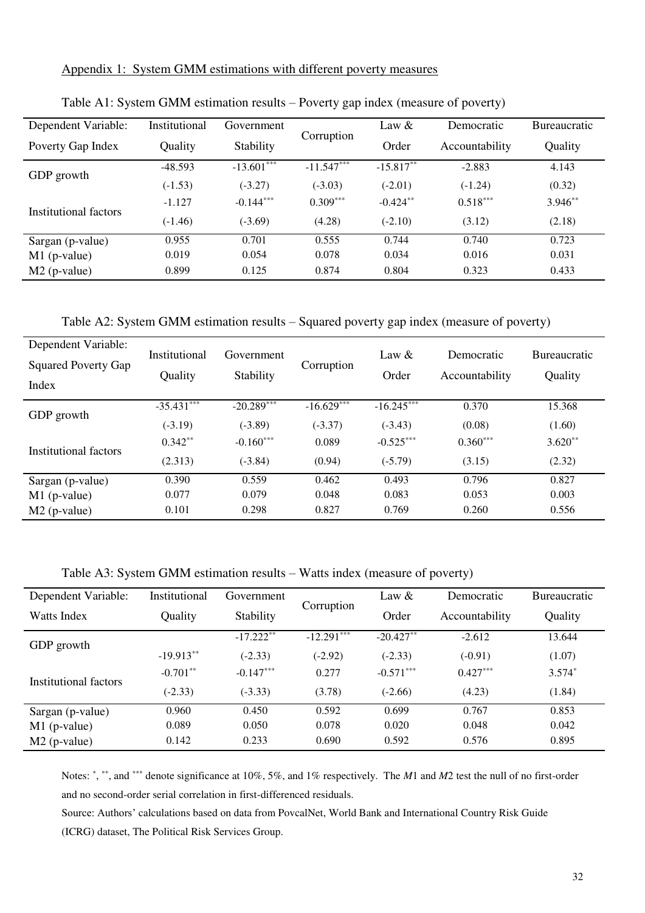Appendix 1: System GMM estimations with different poverty measures

Table A1: System GMM estimation results – Poverty gap index (measure of poverty)

| Dependent Variable: Poverty Gap Index | Institutional Quality | Government Stability | Corruption | Law & Order | Democratic Accountability | Bureaucratic Quality |
|---|---|---|---|---|---|---|
| GDP growth | -48.593 | -13.601*** | -11.547*** | -15.817** | -2.883 | 4.143 |
| | (-1.53) | (-3.27) | (-3.03) | (-2.01) | (-1.24) | (0.32) |
| Institutional factors | -1.127 | -0.144*** | 0.309*** | -0.424** | 0.518*** | 3.946** |
| | (-1.46) | (-3.69) | (4.28) | (-2.10) | (3.12) | (2.18) |
| Sargan (p-value) | 0.955 | 0.701 | 0.555 | 0.744 | 0.740 | 0.723 |
| M1 (p-value) | 0.019 | 0.054 | 0.078 | 0.034 | 0.016 | 0.031 |
| M2 (p-value) | 0.899 | 0.125 | 0.874 | 0.804 | 0.323 | 0.433 |

Table A2: System GMM estimation results – Squared poverty gap index (measure of poverty)

| Dependent Variable: Squared Poverty Gap Index | Institutional Quality | Government Stability | Corruption | Law & Order | Democratic Accountability | Bureaucratic Quality |
|---|---|---|---|---|---|---|
| GDP growth | -35.431*** | -20.289*** | -16.629*** | -16.245*** | 0.370 | 15.368 |
| | (-3.19) | (-3.89) | (-3.37) | (-3.43) | (0.08) | (1.60) |
| Institutional factors | 0.342** | -0.160*** | 0.089 | -0.525*** | 0.360*** | 3.620** |
| | (2.313) | (-3.84) | (0.94) | (-5.79) | (3.15) | (2.32) |
| Sargan (p-value) | 0.390 | 0.559 | 0.462 | 0.493 | 0.796 | 0.827 |
| M1 (p-value) | 0.077 | 0.079 | 0.048 | 0.083 | 0.053 | 0.003 |
| M2 (p-value) | 0.101 | 0.298 | 0.827 | 0.769 | 0.260 | 0.556 |

Table A3: System GMM estimation results – Watts index (measure of poverty)

| Dependent Variable: Watts Index | Institutional Quality | Government Stability | Corruption | Law & Order | Democratic Accountability | Bureaucratic Quality |
|---|---|---|---|---|---|---|
| GDP growth | | -17.222** | -12.291*** | -20.427** | -2.612 | 13.644 |
| | -19.913** | (-2.33) | (-2.92) | (-2.33) | (-0.91) | (1.07) |
| Institutional factors | -0.701** | -0.147*** | 0.277 | -0.571*** | 0.427*** | 3.574* |
| | (-2.33) | (-3.33) | (3.78) | (-2.66) | (4.23) | (1.84) |
| Sargan (p-value) | 0.960 | 0.450 | 0.592 | 0.699 | 0.767 | 0.853 |
| M1 (p-value) | 0.089 | 0.050 | 0.078 | 0.020 | 0.048 | 0.042 |
| M2 (p-value) | 0.142 | 0.233 | 0.690 | 0.592 | 0.576 | 0.895 |

Notes: *, **, and *** denote significance at 10%, 5%, and 1% respectively. The *M*1 and *M*2 test the null of no first-order and no second-order serial correlation in first-differenced residuals.

Source: Authors' calculations based on data from PovcalNet, World Bank and International Country Risk Guide (ICRG) dataset, The Political Risk Services Group.